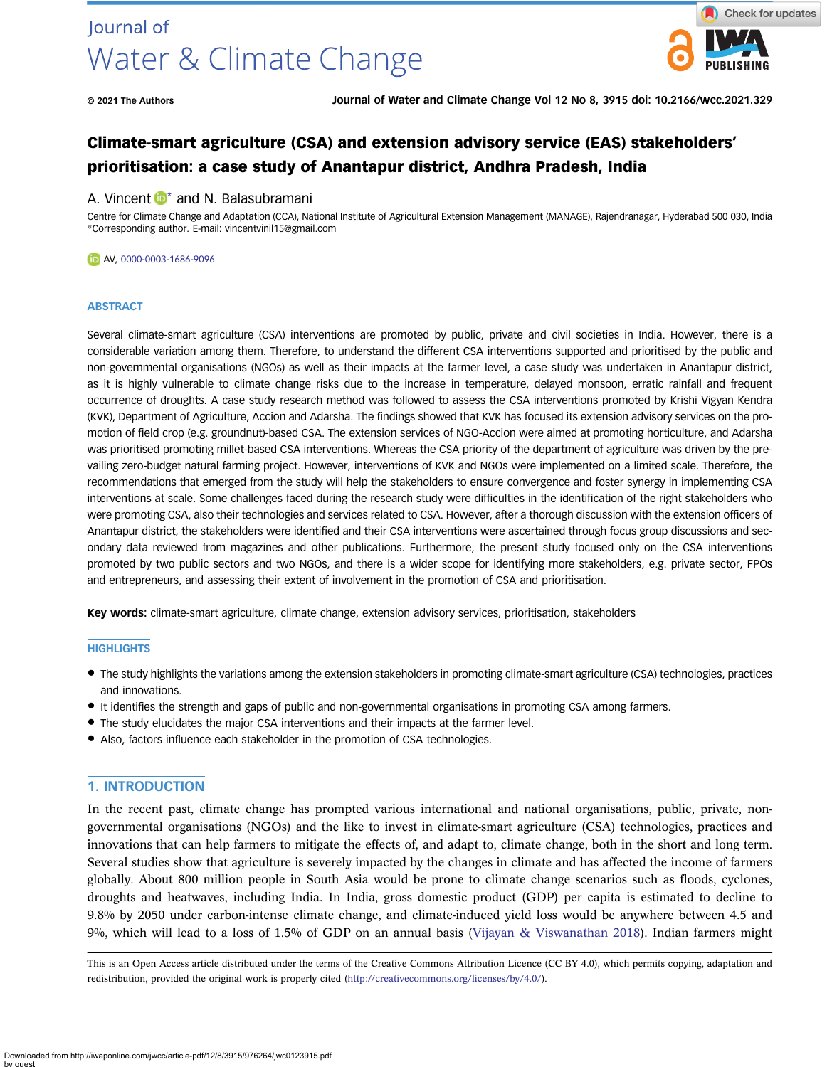# Climate-smart agriculture (CSA) and extension advisory service (EAS) stakeholders' prioritisation: a case study of Anantapur district, Andhra Pradesh, India

A. Vincent * and N. Balasubramani

Centre for Climate Change and Adaptation (CCA), National Institute of Agricultural Extension Management (MANAGE), Rajendranagar, Hyderabad 500 030, India
*Corresponding author. E-mail: vincentvinil15@gmail.com

AV, 0000-0003-1686-9096

## ABSTRACT

Several climate-smart agriculture (CSA) interventions are promoted by public, private and civil societies in India. However, there is a considerable variation among them. Therefore, to understand the different CSA interventions supported and prioritised by the public and non-governmental organisations (NGOs) as well as their impacts at the farmer level, a case study was undertaken in Anantapur district, as it is highly vulnerable to climate change risks due to the increase in temperature, delayed monsoon, erratic rainfall and frequent occurrence of droughts. A case study research method was followed to assess the CSA interventions promoted by Krishi Vigyan Kendra (KVK), Department of Agriculture, Accion and Adarsha. The findings showed that KVK has focused its extension advisory services on the promotion of field crop (e.g. groundnut)-based CSA. The extension services of NGO-Accion were aimed at promoting horticulture, and Adarsha was prioritised promoting millet-based CSA interventions. Whereas the CSA priority of the department of agriculture was driven by the prevailing zero-budget natural farming project. However, interventions of KVK and NGOs were implemented on a limited scale. Therefore, the recommendations that emerged from the study will help the stakeholders to ensure convergence and foster synergy in implementing CSA interventions at scale. Some challenges faced during the research study were difficulties in the identification of the right stakeholders who were promoting CSA, also their technologies and services related to CSA. However, after a thorough discussion with the extension officers of Anantapur district, the stakeholders were identified and their CSA interventions were ascertained through focus group discussions and secondary data reviewed from magazines and other publications. Furthermore, the present study focused only on the CSA interventions promoted by two public sectors and two NGOs, and there is a wider scope for identifying more stakeholders, e.g. private sector, FPOs and entrepreneurs, and assessing their extent of involvement in the promotion of CSA and prioritisation.

**Key words:** climate-smart agriculture, climate change, extension advisory services, prioritisation, stakeholders

## HIGHLIGHTS

- The study highlights the variations among the extension stakeholders in promoting climate-smart agriculture (CSA) technologies, practices and innovations.
- It identifies the strength and gaps of public and non-governmental organisations in promoting CSA among farmers.
- The study elucidates the major CSA interventions and their impacts at the farmer level.
- Also, factors influence each stakeholder in the promotion of CSA technologies.

## 1. INTRODUCTION

In the recent past, climate change has prompted various international and national organisations, public, private, non-governmental organisations (NGOs) and the like to invest in climate-smart agriculture (CSA) technologies, practices and innovations that can help farmers to mitigate the effects of, and adapt to, climate change, both in the short and long term. Several studies show that agriculture is severely impacted by the changes in climate and has affected the income of farmers globally. About 800 million people in South Asia would be prone to climate change scenarios such as floods, cyclones, droughts and heatwaves, including India. In India, gross domestic product (GDP) per capita is estimated to decline to 9.8% by 2050 under carbon-intense climate change, and climate-induced yield loss would be anywhere between 4.5 and 9%, which will lead to a loss of 1.5% of GDP on an annual basis (Vijayan & Viswanathan 2018). Indian farmers might

This is an Open Access article distributed under the terms of the Creative Commons Attribution Licence (CC BY 4.0), which permits copying, adaptation and redistribution, provided the original work is properly cited (http://creativecommons.org/licenses/by/4.0/).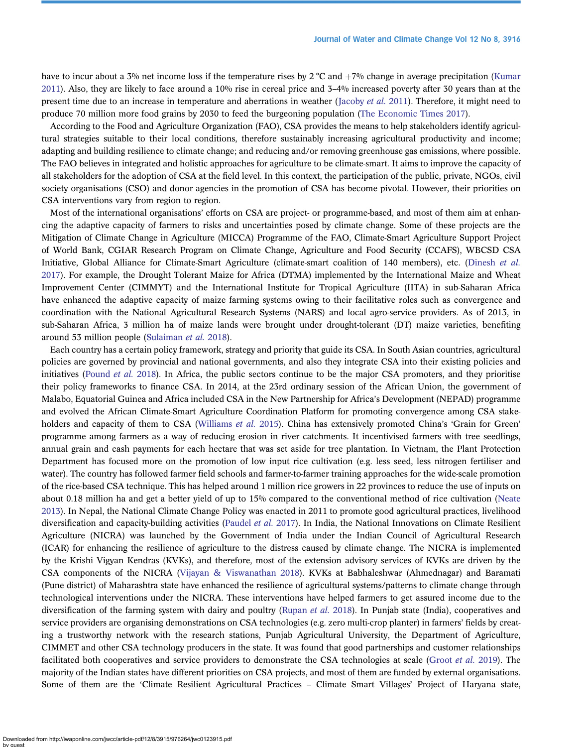have to incur about a 3% net income loss if the temperature rises by 2 °C and +7% change in average precipitation (Kumar 2011). Also, they are likely to face around a 10% rise in cereal price and 3–4% increased poverty after 30 years than at the present time due to an increase in temperature and aberrations in weather (Jacoby *et al.* 2011). Therefore, it might need to produce 70 million more food grains by 2030 to feed the burgeoning population (The Economic Times 2017).

According to the Food and Agriculture Organization (FAO), CSA provides the means to help stakeholders identify agricultural strategies suitable to their local conditions, therefore sustainably increasing agricultural productivity and income; adapting and building resilience to climate change; and reducing and/or removing greenhouse gas emissions, where possible. The FAO believes in integrated and holistic approaches for agriculture to be climate-smart. It aims to improve the capacity of all stakeholders for the adoption of CSA at the field level. In this context, the participation of the public, private, NGOs, civil society organisations (CSO) and donor agencies in the promotion of CSA has become pivotal. However, their priorities on CSA interventions vary from region to region.

Most of the international organisations' efforts on CSA are project- or programme-based, and most of them aim at enhancing the adaptive capacity of farmers to risks and uncertainties posed by climate change. Some of these projects are the Mitigation of Climate Change in Agriculture (MICCA) Programme of the FAO, Climate-Smart Agriculture Support Project of World Bank, CGIAR Research Program on Climate Change, Agriculture and Food Security (CCAFS), WBCSD CSA Initiative, Global Alliance for Climate-Smart Agriculture (climate-smart coalition of 140 members), etc. (Dinesh *et al.* 2017). For example, the Drought Tolerant Maize for Africa (DTMA) implemented by the International Maize and Wheat Improvement Center (CIMMYT) and the International Institute for Tropical Agriculture (IITA) in sub-Saharan Africa have enhanced the adaptive capacity of maize farming systems owing to their facilitative roles such as convergence and coordination with the National Agricultural Research Systems (NARS) and local agro-service providers. As of 2013, in sub-Saharan Africa, 3 million ha of maize lands were brought under drought-tolerant (DT) maize varieties, benefiting around 53 million people (Sulaiman *et al.* 2018).

Each country has a certain policy framework, strategy and priority that guide its CSA. In South Asian countries, agricultural policies are governed by provincial and national governments, and also they integrate CSA into their existing policies and initiatives (Pound *et al.* 2018). In Africa, the public sectors continue to be the major CSA promoters, and they prioritise their policy frameworks to finance CSA. In 2014, at the 23rd ordinary session of the African Union, the government of Malabo, Equatorial Guinea and Africa included CSA in the New Partnership for Africa's Development (NEPAD) programme and evolved the African Climate-Smart Agriculture Coordination Platform for promoting convergence among CSA stakeholders and capacity of them to CSA (Williams *et al.* 2015). China has extensively promoted China's 'Grain for Green' programme among farmers as a way of reducing erosion in river catchments. It incentivised farmers with tree seedlings, annual grain and cash payments for each hectare that was set aside for tree plantation. In Vietnam, the Plant Protection Department has focused more on the promotion of low input rice cultivation (e.g. less seed, less nitrogen fertiliser and water). The country has followed farmer field schools and farmer-to-farmer training approaches for the wide-scale promotion of the rice-based CSA technique. This has helped around 1 million rice growers in 22 provinces to reduce the use of inputs on about 0.18 million ha and get a better yield of up to 15% compared to the conventional method of rice cultivation (Neate 2013). In Nepal, the National Climate Change Policy was enacted in 2011 to promote good agricultural practices, livelihood diversification and capacity-building activities (Paudel *et al.* 2017). In India, the National Innovations on Climate Resilient Agriculture (NICRA) was launched by the Government of India under the Indian Council of Agricultural Research (ICAR) for enhancing the resilience of agriculture to the distress caused by climate change. The NICRA is implemented by the Krishi Vigyan Kendras (KVKs), and therefore, most of the extension advisory services of KVKs are driven by the CSA components of the NICRA (Vijayan & Viswanathan 2018). KVKs at Babhaleshwar (Ahmednagar) and Baramati (Pune district) of Maharashtra state have enhanced the resilience of agricultural systems/patterns to climate change through technological interventions under the NICRA. These interventions have helped farmers to get assured income due to the diversification of the farming system with dairy and poultry (Rupan *et al.* 2018). In Punjab state (India), cooperatives and service providers are organising demonstrations on CSA technologies (e.g. zero multi-crop planter) in farmers' fields by creating a trustworthy network with the research stations, Punjab Agricultural University, the Department of Agriculture, CIMMET and other CSA technology producers in the state. It was found that good partnerships and customer relationships facilitated both cooperatives and service providers to demonstrate the CSA technologies at scale (Groot *et al.* 2019). The majority of the Indian states have different priorities on CSA projects, and most of them are funded by external organisations. Some of them are the 'Climate Resilient Agricultural Practices – Climate Smart Villages' Project of Haryana state,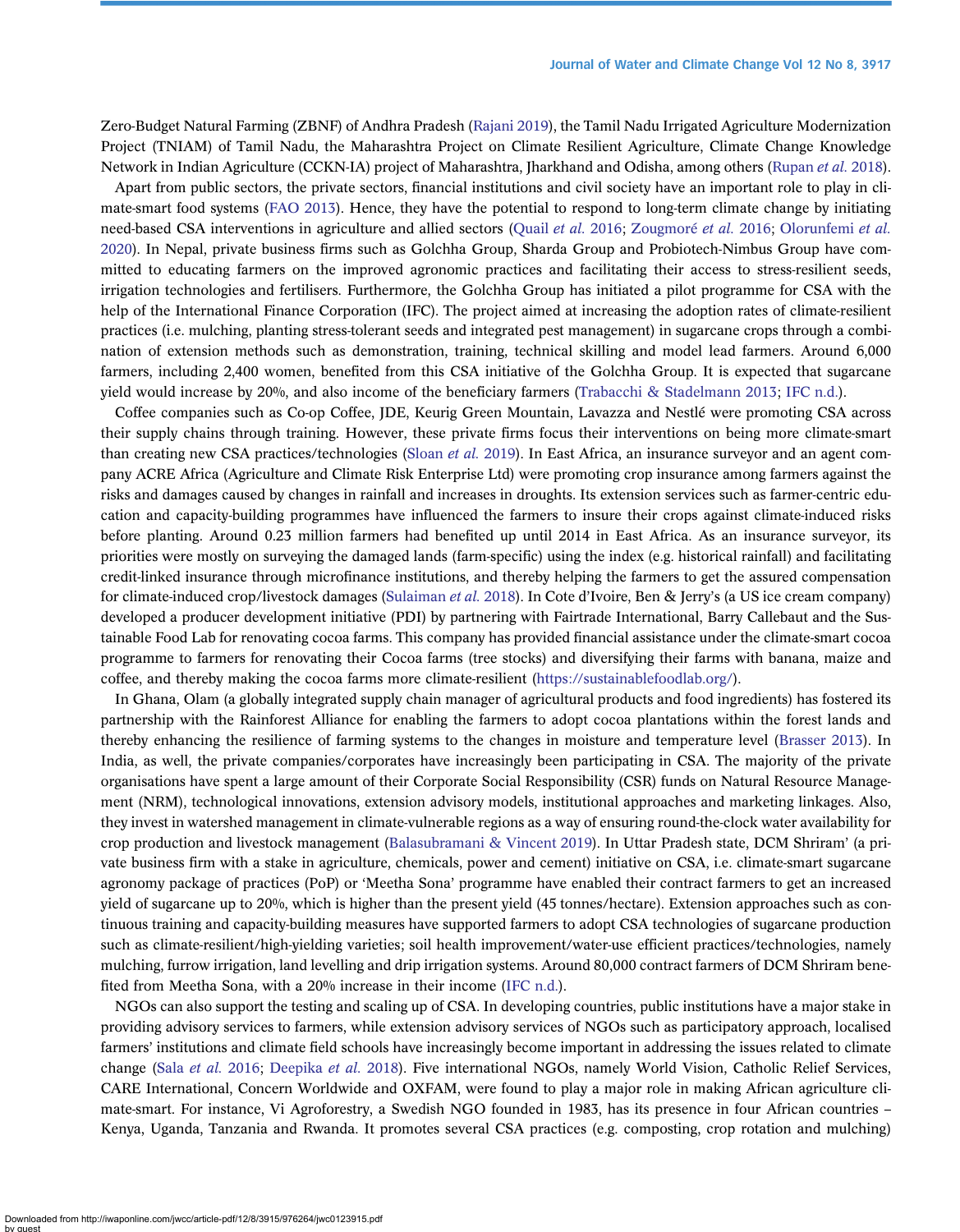Zero-Budget Natural Farming (ZBNF) of Andhra Pradesh (Rajani 2019), the Tamil Nadu Irrigated Agriculture Modernization Project (TNIAM) of Tamil Nadu, the Maharashtra Project on Climate Resilient Agriculture, Climate Change Knowledge Network in Indian Agriculture (CCKN-IA) project of Maharashtra, Jharkhand and Odisha, among others (Rupan *et al.* 2018).

Apart from public sectors, the private sectors, financial institutions and civil society have an important role to play in climate-smart food systems (FAO 2013). Hence, they have the potential to respond to long-term climate change by initiating need-based CSA interventions in agriculture and allied sectors (Quail *et al.* 2016; Zougmoré *et al.* 2016; Olorunfemi *et al.* 2020). In Nepal, private business firms such as Golchha Group, Sharda Group and Probiotech-Nimbus Group have committed to educating farmers on the improved agronomic practices and facilitating their access to stress-resilient seeds, irrigation technologies and fertilisers. Furthermore, the Golchha Group has initiated a pilot programme for CSA with the help of the International Finance Corporation (IFC). The project aimed at increasing the adoption rates of climate-resilient practices (i.e. mulching, planting stress-tolerant seeds and integrated pest management) in sugarcane crops through a combination of extension methods such as demonstration, training, technical skilling and model lead farmers. Around 6,000 farmers, including 2,400 women, benefited from this CSA initiative of the Golchha Group. It is expected that sugarcane yield would increase by 20%, and also income of the beneficiary farmers (Trabacchi & Stadelmann 2013; IFC n.d.).

Coffee companies such as Co-op Coffee, JDE, Keurig Green Mountain, Lavazza and Nestlé were promoting CSA across their supply chains through training. However, these private firms focus their interventions on being more climate-smart than creating new CSA practices/technologies (Sloan *et al.* 2019). In East Africa, an insurance surveyor and an agent company ACRE Africa (Agriculture and Climate Risk Enterprise Ltd) were promoting crop insurance among farmers against the risks and damages caused by changes in rainfall and increases in droughts. Its extension services such as farmer-centric education and capacity-building programmes have influenced the farmers to insure their crops against climate-induced risks before planting. Around 0.23 million farmers had benefited up until 2014 in East Africa. As an insurance surveyor, its priorities were mostly on surveying the damaged lands (farm-specific) using the index (e.g. historical rainfall) and facilitating credit-linked insurance through microfinance institutions, and thereby helping the farmers to get the assured compensation for climate-induced crop/livestock damages (Sulaiman *et al.* 2018). In Cote d'Ivoire, Ben & Jerry's (a US ice cream company) developed a producer development initiative (PDI) by partnering with Fairtrade International, Barry Callebaut and the Sustainable Food Lab for renovating cocoa farms. This company has provided financial assistance under the climate-smart cocoa programme to farmers for renovating their Cocoa farms (tree stocks) and diversifying their farms with banana, maize and coffee, and thereby making the cocoa farms more climate-resilient (https://sustainablefoodlab.org/).

In Ghana, Olam (a globally integrated supply chain manager of agricultural products and food ingredients) has fostered its partnership with the Rainforest Alliance for enabling the farmers to adopt cocoa plantations within the forest lands and thereby enhancing the resilience of farming systems to the changes in moisture and temperature level (Brasser 2013). In India, as well, the private companies/corporates have increasingly been participating in CSA. The majority of the private organisations have spent a large amount of their Corporate Social Responsibility (CSR) funds on Natural Resource Management (NRM), technological innovations, extension advisory models, institutional approaches and marketing linkages. Also, they invest in watershed management in climate-vulnerable regions as a way of ensuring round-the-clock water availability for crop production and livestock management (Balasubramani & Vincent 2019). In Uttar Pradesh state, DCM Shriram' (a private business firm with a stake in agriculture, chemicals, power and cement) initiative on CSA, i.e. climate-smart sugarcane agronomy package of practices (PoP) or 'Meetha Sona' programme have enabled their contract farmers to get an increased yield of sugarcane up to 20%, which is higher than the present yield (45 tonnes/hectare). Extension approaches such as continuous training and capacity-building measures have supported farmers to adopt CSA technologies of sugarcane production such as climate-resilient/high-yielding varieties; soil health improvement/water-use efficient practices/technologies, namely mulching, furrow irrigation, land levelling and drip irrigation systems. Around 80,000 contract farmers of DCM Shriram benefited from Meetha Sona, with a 20% increase in their income (IFC n.d.).

NGOs can also support the testing and scaling up of CSA. In developing countries, public institutions have a major stake in providing advisory services to farmers, while extension advisory services of NGOs such as participatory approach, localised farmers' institutions and climate field schools have increasingly become important in addressing the issues related to climate change (Sala *et al.* 2016; Deepika *et al.* 2018). Five international NGOs, namely World Vision, Catholic Relief Services, CARE International, Concern Worldwide and OXFAM, were found to play a major role in making African agriculture climate-smart. For instance, Vi Agroforestry, a Swedish NGO founded in 1983, has its presence in four African countries – Kenya, Uganda, Tanzania and Rwanda. It promotes several CSA practices (e.g. composting, crop rotation and mulching)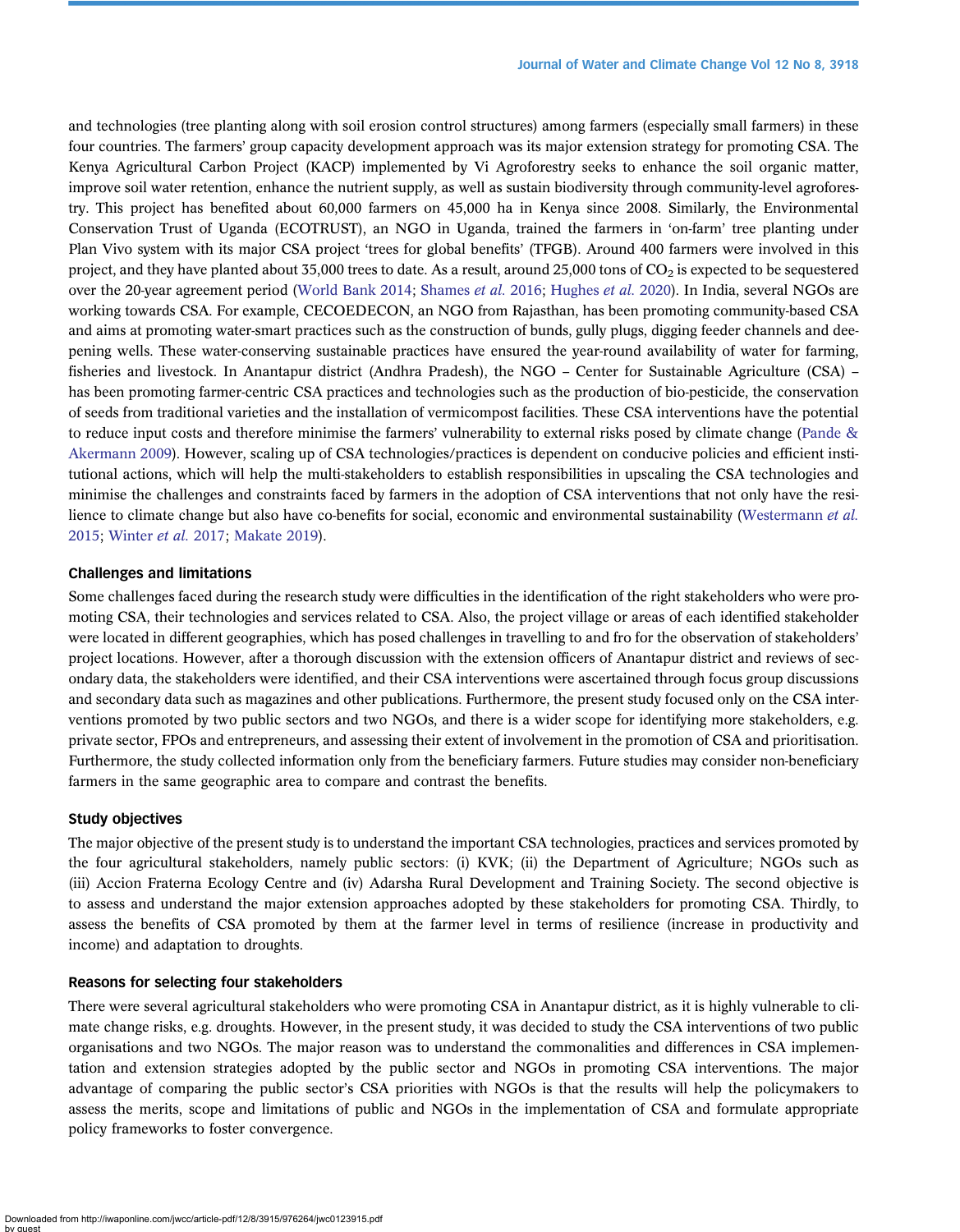and technologies (tree planting along with soil erosion control structures) among farmers (especially small farmers) in these four countries. The farmers' group capacity development approach was its major extension strategy for promoting CSA. The Kenya Agricultural Carbon Project (KACP) implemented by Vi Agroforestry seeks to enhance the soil organic matter, improve soil water retention, enhance the nutrient supply, as well as sustain biodiversity through community-level agroforestry. This project has benefited about 60,000 farmers on 45,000 ha in Kenya since 2008. Similarly, the Environmental Conservation Trust of Uganda (ECOTRUST), an NGO in Uganda, trained the farmers in 'on-farm' tree planting under Plan Vivo system with its major CSA project 'trees for global benefits' (TFGB). Around 400 farmers were involved in this project, and they have planted about 35,000 trees to date. As a result, around 25,000 tons of $CO_2$ is expected to be sequestered over the 20-year agreement period (World Bank 2014; Shames *et al.* 2016; Hughes *et al.* 2020). In India, several NGOs are working towards CSA. For example, CECOEDECON, an NGO from Rajasthan, has been promoting community-based CSA and aims at promoting water-smart practices such as the construction of bunds, gully plugs, digging feeder channels and deepening wells. These water-conserving sustainable practices have ensured the year-round availability of water for farming, fisheries and livestock. In Anantapur district (Andhra Pradesh), the NGO – Center for Sustainable Agriculture (CSA) – has been promoting farmer-centric CSA practices and technologies such as the production of bio-pesticide, the conservation of seeds from traditional varieties and the installation of vermicompost facilities. These CSA interventions have the potential to reduce input costs and therefore minimise the farmers' vulnerability to external risks posed by climate change (Pande & Akermann 2009). However, scaling up of CSA technologies/practices is dependent on conducive policies and efficient institutional actions, which will help the multi-stakeholders to establish responsibilities in upscaling the CSA technologies and minimise the challenges and constraints faced by farmers in the adoption of CSA interventions that not only have the resilience to climate change but also have co-benefits for social, economic and environmental sustainability (Westermann *et al.* 2015; Winter *et al.* 2017; Makate 2019).

### Challenges and limitations

Some challenges faced during the research study were difficulties in the identification of the right stakeholders who were promoting CSA, their technologies and services related to CSA. Also, the project village or areas of each identified stakeholder were located in different geographies, which has posed challenges in travelling to and fro for the observation of stakeholders' project locations. However, after a thorough discussion with the extension officers of Anantapur district and reviews of secondary data, the stakeholders were identified, and their CSA interventions were ascertained through focus group discussions and secondary data such as magazines and other publications. Furthermore, the present study focused only on the CSA interventions promoted by two public sectors and two NGOs, and there is a wider scope for identifying more stakeholders, e.g. private sector, FPOs and entrepreneurs, and assessing their extent of involvement in the promotion of CSA and prioritisation. Furthermore, the study collected information only from the beneficiary farmers. Future studies may consider non-beneficiary farmers in the same geographic area to compare and contrast the benefits.

### Study objectives

The major objective of the present study is to understand the important CSA technologies, practices and services promoted by the four agricultural stakeholders, namely public sectors: (i) KVK; (ii) the Department of Agriculture; NGOs such as (iii) Accion Fraterna Ecology Centre and (iv) Adarsha Rural Development and Training Society. The second objective is to assess and understand the major extension approaches adopted by these stakeholders for promoting CSA. Thirdly, to assess the benefits of CSA promoted by them at the farmer level in terms of resilience (increase in productivity and income) and adaptation to droughts.

### Reasons for selecting four stakeholders

There were several agricultural stakeholders who were promoting CSA in Anantapur district, as it is highly vulnerable to climate change risks, e.g. droughts. However, in the present study, it was decided to study the CSA interventions of two public organisations and two NGOs. The major reason was to understand the commonalities and differences in CSA implementation and extension strategies adopted by the public sector and NGOs in promoting CSA interventions. The major advantage of comparing the public sector's CSA priorities with NGOs is that the results will help the policymakers to assess the merits, scope and limitations of public and NGOs in the implementation of CSA and formulate appropriate policy frameworks to foster convergence.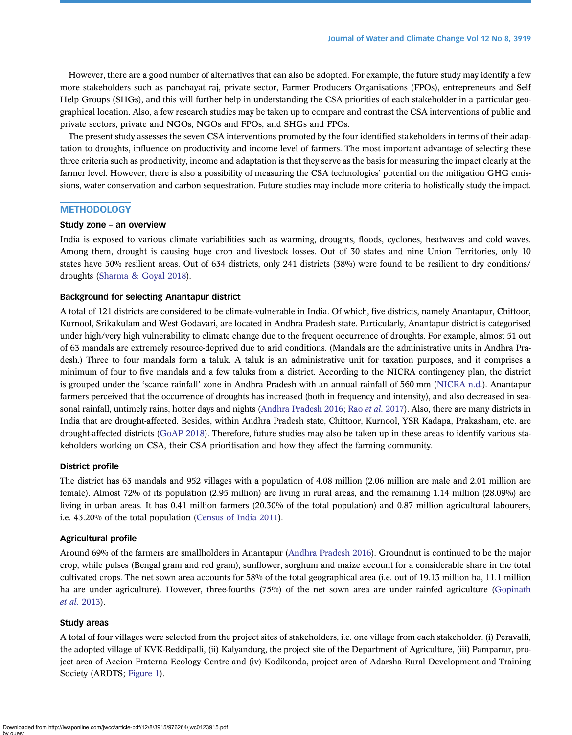However, there are a good number of alternatives that can also be adopted. For example, the future study may identify a few more stakeholders such as panchayat raj, private sector, Farmer Producers Organisations (FPOs), entrepreneurs and Self Help Groups (SHGs), and this will further help in understanding the CSA priorities of each stakeholder in a particular geographical location. Also, a few research studies may be taken up to compare and contrast the CSA interventions of public and private sectors, private and NGOs, NGOs and FPOs, and SHGs and FPOs.

The present study assesses the seven CSA interventions promoted by the four identified stakeholders in terms of their adaptation to droughts, influence on productivity and income level of farmers. The most important advantage of selecting these three criteria such as productivity, income and adaptation is that they serve as the basis for measuring the impact clearly at the farmer level. However, there is also a possibility of measuring the CSA technologies' potential on the mitigation GHG emissions, water conservation and carbon sequestration. Future studies may include more criteria to holistically study the impact.

## METHODOLOGY

### Study zone – an overview

India is exposed to various climate variabilities such as warming, droughts, floods, cyclones, heatwaves and cold waves. Among them, drought is causing huge crop and livestock losses. Out of 30 states and nine Union Territories, only 10 states have 50% resilient areas. Out of 634 districts, only 241 districts (38%) were found to be resilient to dry conditions/droughts (Sharma & Goyal 2018).

### Background for selecting Anantapur district

A total of 121 districts are considered to be climate-vulnerable in India. Of which, five districts, namely Anantapur, Chittoor, Kurnool, Srikakulam and West Godavari, are located in Andhra Pradesh state. Particularly, Anantapur district is categorised under high/very high vulnerability to climate change due to the frequent occurrence of droughts. For example, almost 51 out of 63 mandals are extremely resource-deprived due to arid conditions. (Mandals are the administrative units in Andhra Pradesh.) Three to four mandals form a taluk. A taluk is an administrative unit for taxation purposes, and it comprises a minimum of four to five mandals and a few taluks from a district. According to the NICRA contingency plan, the district is grouped under the 'scarce rainfall' zone in Andhra Pradesh with an annual rainfall of 560 mm (NICRA n.d.). Anantapur farmers perceived that the occurrence of droughts has increased (both in frequency and intensity), and also decreased in seasonal rainfall, untimely rains, hotter days and nights (Andhra Pradesh 2016; Rao *et al.* 2017). Also, there are many districts in India that are drought-affected. Besides, within Andhra Pradesh state, Chittoor, Kurnool, YSR Kadapa, Prakasham, etc. are drought-affected districts (GoAP 2018). Therefore, future studies may also be taken up in these areas to identify various stakeholders working on CSA, their CSA prioritisation and how they affect the farming community.

### District profile

The district has 63 mandals and 952 villages with a population of 4.08 million (2.06 million are male and 2.01 million are female). Almost 72% of its population (2.95 million) are living in rural areas, and the remaining 1.14 million (28.09%) are living in urban areas. It has 0.41 million farmers (20.30% of the total population) and 0.87 million agricultural labourers, i.e. 43.20% of the total population (Census of India 2011).

### Agricultural profile

Around 69% of the farmers are smallholders in Anantapur (Andhra Pradesh 2016). Groundnut is continued to be the major crop, while pulses (Bengal gram and red gram), sunflower, sorghum and maize account for a considerable share in the total cultivated crops. The net sown area accounts for 58% of the total geographical area (i.e. out of 19.13 million ha, 11.1 million ha are under agriculture). However, three-fourths (75%) of the net sown area are under rainfed agriculture (Gopinath *et al.* 2013).

### Study areas

A total of four villages were selected from the project sites of stakeholders, i.e. one village from each stakeholder. (i) Peravalli, the adopted village of KVK-Reddipalli, (ii) Kalyandurg, the project site of the Department of Agriculture, (iii) Pampanur, project area of Accion Fraterna Ecology Centre and (iv) Kodikonda, project area of Adarsha Rural Development and Training Society (ARDTS; Figure 1).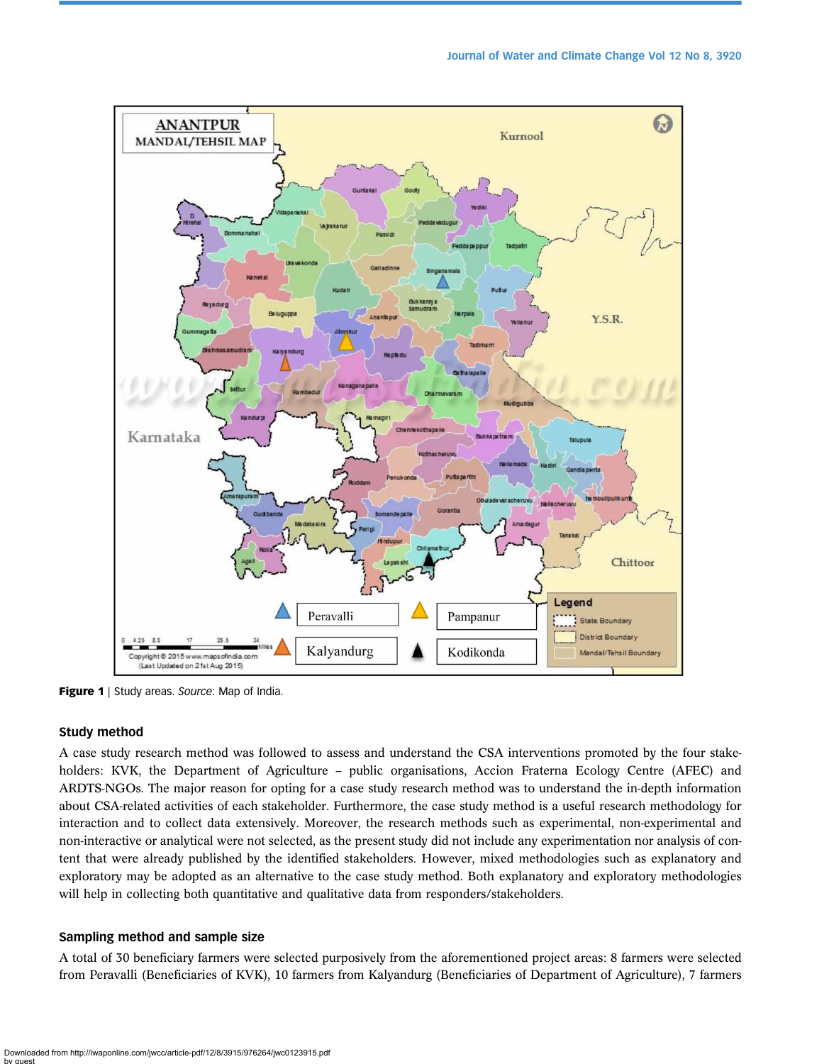Figure 1 | Study areas. *Source*: Map of India.

### Study method

A case study research method was followed to assess and understand the CSA interventions promoted by the four stakeholders: KVK, the Department of Agriculture – public organisations, Accion Fraterna Ecology Centre (AFEC) and ARDTS-NGOs. The major reason for opting for a case study research method was to understand the in-depth information about CSA-related activities of each stakeholder. Furthermore, the case study method is a useful research methodology for interaction and to collect data extensively. Moreover, the research methods such as experimental, non-experimental and non-interactive or analytical were not selected, as the present study did not include any experimentation nor analysis of content that were already published by the identified stakeholders. However, mixed methodologies such as explanatory and exploratory may be adopted as an alternative to the case study method. Both explanatory and exploratory methodologies will help in collecting both quantitative and qualitative data from responders/stakeholders.

### Sampling method and sample size

A total of 30 beneficiary farmers were selected purposively from the aforementioned project areas: 8 farmers were selected from Peravalli (Beneficiaries of KVK), 10 farmers from Kalyandurg (Beneficiaries of Department of Agriculture), 7 farmers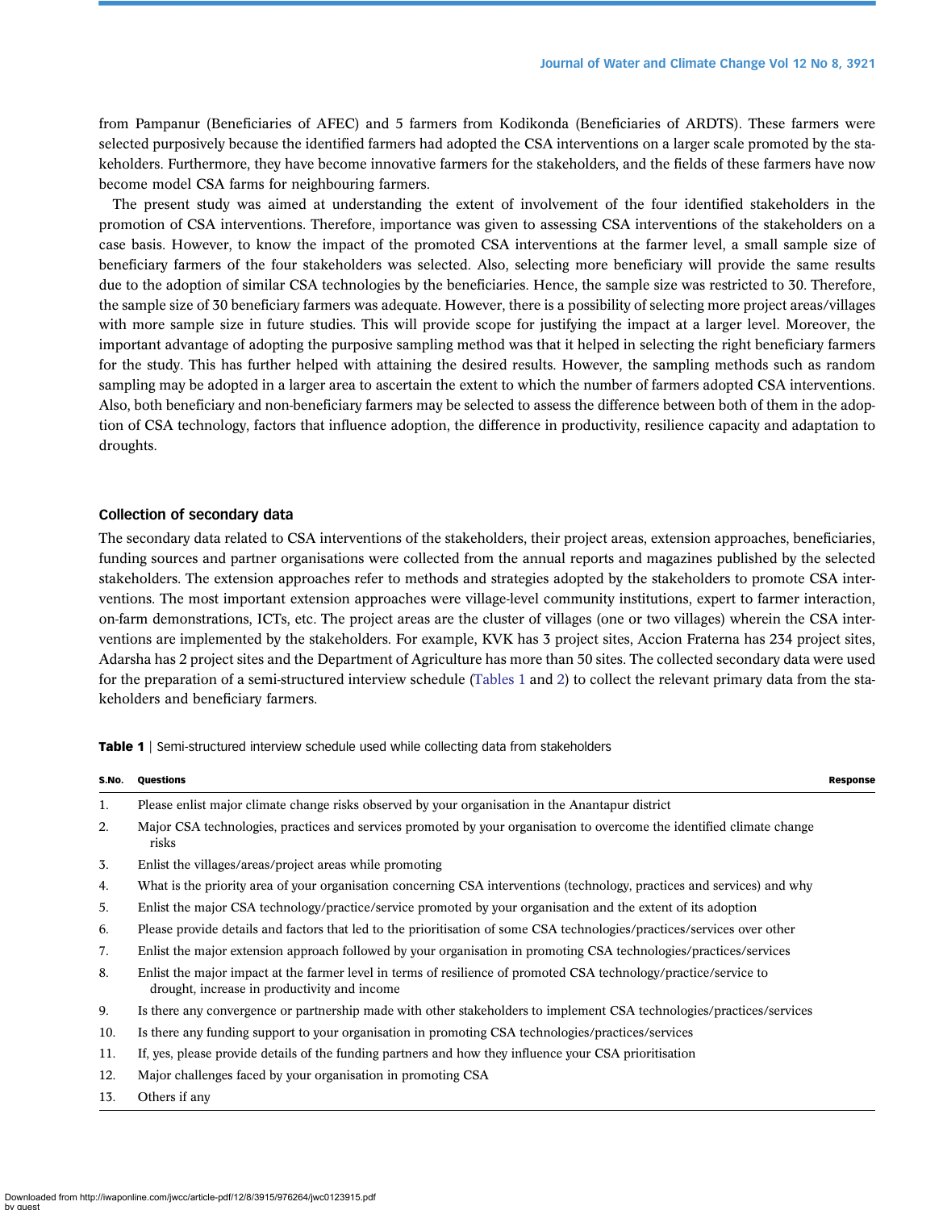from Pampanur (Beneficiaries of AFEC) and 5 farmers from Kodikonda (Beneficiaries of ARDTS). These farmers were selected purposively because the identified farmers had adopted the CSA interventions on a larger scale promoted by the stakeholders. Furthermore, they have become innovative farmers for the stakeholders, and the fields of these farmers have now become model CSA farms for neighbouring farmers.

The present study was aimed at understanding the extent of involvement of the four identified stakeholders in the promotion of CSA interventions. Therefore, importance was given to assessing CSA interventions of the stakeholders on a case basis. However, to know the impact of the promoted CSA interventions at the farmer level, a small sample size of beneficiary farmers of the four stakeholders was selected. Also, selecting more beneficiary will provide the same results due to the adoption of similar CSA technologies by the beneficiaries. Hence, the sample size was restricted to 30. Therefore, the sample size of 30 beneficiary farmers was adequate. However, there is a possibility of selecting more project areas/villages with more sample size in future studies. This will provide scope for justifying the impact at a larger level. Moreover, the important advantage of adopting the purposive sampling method was that it helped in selecting the right beneficiary farmers for the study. This has further helped with attaining the desired results. However, the sampling methods such as random sampling may be adopted in a larger area to ascertain the extent to which the number of farmers adopted CSA interventions. Also, both beneficiary and non-beneficiary farmers may be selected to assess the difference between both of them in the adoption of CSA technology, factors that influence adoption, the difference in productivity, resilience capacity and adaptation to droughts.

### Collection of secondary data

The secondary data related to CSA interventions of the stakeholders, their project areas, extension approaches, beneficiaries, funding sources and partner organisations were collected from the annual reports and magazines published by the selected stakeholders. The extension approaches refer to methods and strategies adopted by the stakeholders to promote CSA interventions. The most important extension approaches were village-level community institutions, expert to farmer interaction, on-farm demonstrations, ICTs, etc. The project areas are the cluster of villages (one or two villages) wherein the CSA interventions are implemented by the stakeholders. For example, KVK has 3 project sites, Accion Fraterna has 234 project sites, Adarsha has 2 project sites and the Department of Agriculture has more than 50 sites. The collected secondary data were used for the preparation of a semi-structured interview schedule (Tables 1 and 2) to collect the relevant primary data from the stakeholders and beneficiary farmers.

**Table 1** | Semi-structured interview schedule used while collecting data from stakeholders

| S.No. | Questions | Response |
|---|---|---|
| 1. | Please enlist major climate change risks observed by your organisation in the Anantapur district | |
| 2. | Major CSA technologies, practices and services promoted by your organisation to overcome the identified climate change risks | |
| 3. | Enlist the villages/areas/project areas while promoting | |
| 4. | What is the priority area of your organisation concerning CSA interventions (technology, practices and services) and why | |
| 5. | Enlist the major CSA technology/practice/service promoted by your organisation and the extent of its adoption | |
| 6. | Please provide details and factors that led to the prioritisation of some CSA technologies/practices/services over other | |
| 7. | Enlist the major extension approach followed by your organisation in promoting CSA technologies/practices/services | |
| 8. | Enlist the major impact at the farmer level in terms of resilience of promoted CSA technology/practice/service to drought, increase in productivity and income | |
| 9. | Is there any convergence or partnership made with other stakeholders to implement CSA technologies/practices/services | |
| 10. | Is there any funding support to your organisation in promoting CSA technologies/practices/services | |
| 11. | If, yes, please provide details of the funding partners and how they influence your CSA prioritisation | |
| 12. | Major challenges faced by your organisation in promoting CSA | |
| 13. | Others if any | |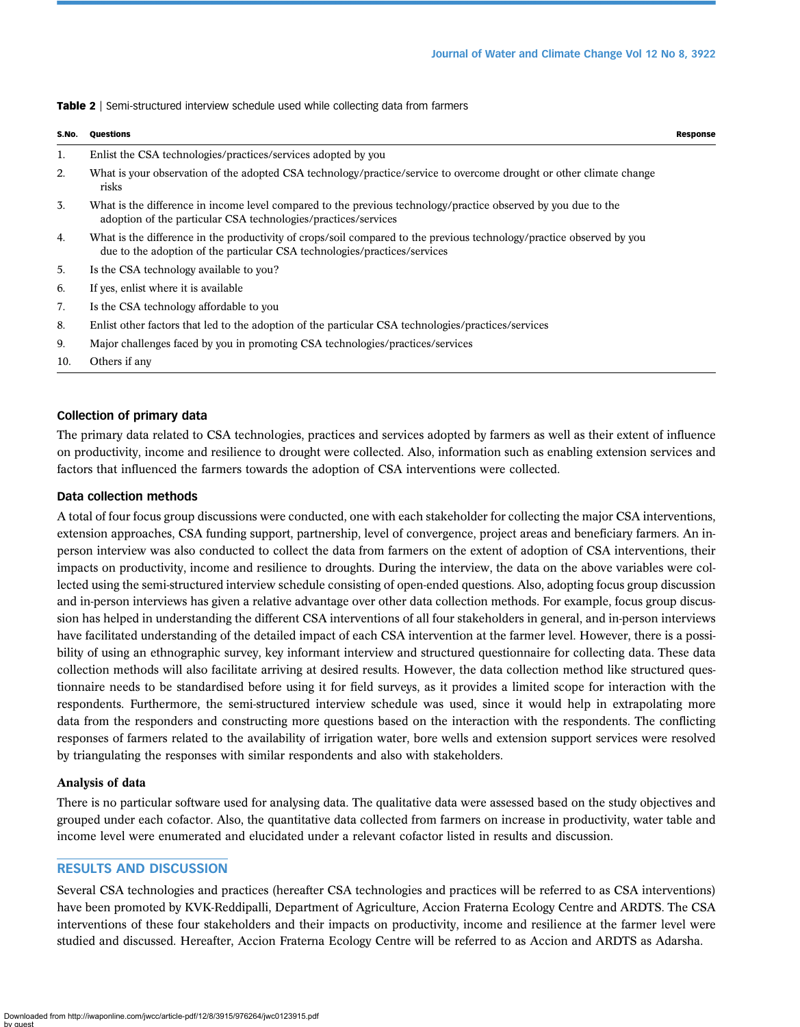**Table 2** | Semi-structured interview schedule used while collecting data from farmers

| S.No. | Questions | Response |
|---|---|---|
| 1. | Enlist the CSA technologies/practices/services adopted by you | |
| 2. | What is your observation of the adopted CSA technology/practice/service to overcome drought or other climate change risks | |
| 3. | What is the difference in income level compared to the previous technology/practice observed by you due to the adoption of the particular CSA technologies/practices/services | |
| 4. | What is the difference in the productivity of crops/soil compared to the previous technology/practice observed by you due to the adoption of the particular CSA technologies/practices/services | |
| 5. | Is the CSA technology available to you? | |
| 6. | If yes, enlist where it is available | |
| 7. | Is the CSA technology affordable to you | |
| 8. | Enlist other factors that led to the adoption of the particular CSA technologies/practices/services | |
| 9. | Major challenges faced by you in promoting CSA technologies/practices/services | |
| 10. | Others if any | |

### Collection of primary data

The primary data related to CSA technologies, practices and services adopted by farmers as well as their extent of influence on productivity, income and resilience to drought were collected. Also, information such as enabling extension services and factors that influenced the farmers towards the adoption of CSA interventions were collected.

### Data collection methods

A total of four focus group discussions were conducted, one with each stakeholder for collecting the major CSA interventions, extension approaches, CSA funding support, partnership, level of convergence, project areas and beneficiary farmers. An in-person interview was also conducted to collect the data from farmers on the extent of adoption of CSA interventions, their impacts on productivity, income and resilience to droughts. During the interview, the data on the above variables were collected using the semi-structured interview schedule consisting of open-ended questions. Also, adopting focus group discussion and in-person interviews has given a relative advantage over other data collection methods. For example, focus group discussion has helped in understanding the different CSA interventions of all four stakeholders in general, and in-person interviews have facilitated understanding of the detailed impact of each CSA intervention at the farmer level. However, there is a possibility of using an ethnographic survey, key informant interview and structured questionnaire for collecting data. These data collection methods will also facilitate arriving at desired results. However, the data collection method like structured questionnaire needs to be standardised before using it for field surveys, as it provides a limited scope for interaction with the respondents. Furthermore, the semi-structured interview schedule was used, since it would help in extrapolating more data from the responders and constructing more questions based on the interaction with the respondents. The conflicting responses of farmers related to the availability of irrigation water, bore wells and extension support services were resolved by triangulating the responses with similar respondents and also with stakeholders.

### Analysis of data

There is no particular software used for analysing data. The qualitative data were assessed based on the study objectives and grouped under each cofactor. Also, the quantitative data collected from farmers on increase in productivity, water table and income level were enumerated and elucidated under a relevant cofactor listed in results and discussion.

## RESULTS AND DISCUSSION

Several CSA technologies and practices (hereafter CSA technologies and practices will be referred to as CSA interventions) have been promoted by KVK-Reddipalli, Department of Agriculture, Accion Fraterna Ecology Centre and ARDTS. The CSA interventions of these four stakeholders and their impacts on productivity, income and resilience at the farmer level were studied and discussed. Hereafter, Accion Fraterna Ecology Centre will be referred to as Accion and ARDTS as Adarsha.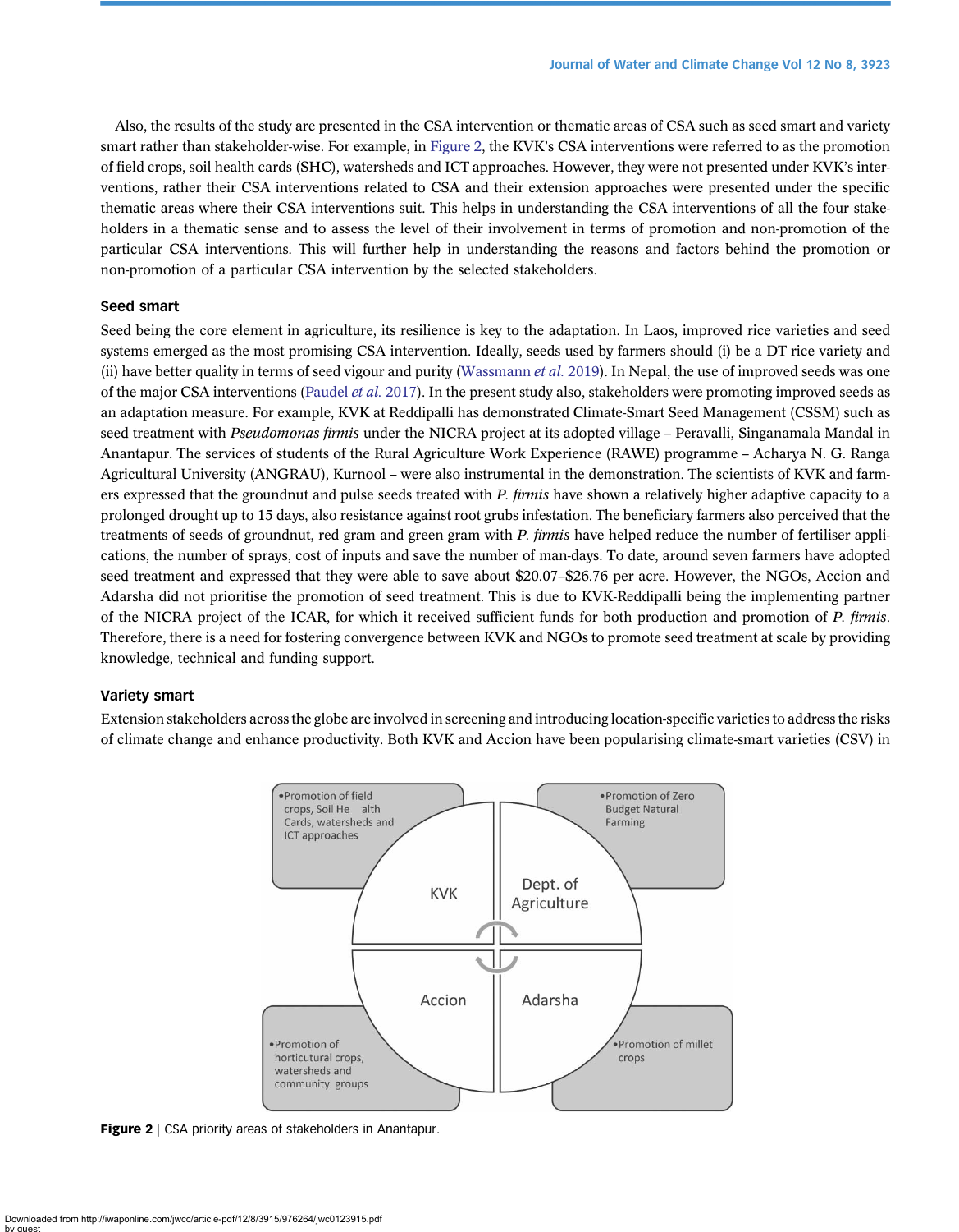Also, the results of the study are presented in the CSA intervention or thematic areas of CSA such as seed smart and variety smart rather than stakeholder-wise. For example, in Figure 2, the KVK's CSA interventions were referred to as the promotion of field crops, soil health cards (SHC), watersheds and ICT approaches. However, they were not presented under KVK's interventions, rather their CSA interventions related to CSA and their extension approaches were presented under the specific thematic areas where their CSA interventions suit. This helps in understanding the CSA interventions of all the four stakeholders in a thematic sense and to assess the level of their involvement in terms of promotion and non-promotion of the particular CSA interventions. This will further help in understanding the reasons and factors behind the promotion or non-promotion of a particular CSA intervention by the selected stakeholders.

### Seed smart

Seed being the core element in agriculture, its resilience is key to the adaptation. In Laos, improved rice varieties and seed systems emerged as the most promising CSA intervention. Ideally, seeds used by farmers should (i) be a DT rice variety and (ii) have better quality in terms of seed vigour and purity (Wassmann *et al.* 2019). In Nepal, the use of improved seeds was one of the major CSA interventions (Paudel *et al.* 2017). In the present study also, stakeholders were promoting improved seeds as an adaptation measure. For example, KVK at Reddipalli has demonstrated Climate-Smart Seed Management (CSSM) such as seed treatment with *Pseudomonas firmis* under the NICRA project at its adopted village – Peravalli, Singanamala Mandal in Anantapur. The services of students of the Rural Agriculture Work Experience (RAWE) programme – Acharya N. G. Ranga Agricultural University (ANGRAU), Kurnool – were also instrumental in the demonstration. The scientists of KVK and farmers expressed that the groundnut and pulse seeds treated with *P. firmis* have shown a relatively higher adaptive capacity to a prolonged drought up to 15 days, also resistance against root grubs infestation. The beneficiary farmers also perceived that the treatments of seeds of groundnut, red gram and green gram with *P. firmis* have helped reduce the number of fertiliser applications, the number of sprays, cost of inputs and save the number of man-days. To date, around seven farmers have adopted seed treatment and expressed that they were able to save about \$20.07–\$26.76 per acre. However, the NGOs, Accion and Adarsha did not prioritise the promotion of seed treatment. This is due to KVK-Reddipalli being the implementing partner of the NICRA project of the ICAR, for which it received sufficient funds for both production and promotion of *P. firmis*. Therefore, there is a need for fostering convergence between KVK and NGOs to promote seed treatment at scale by providing knowledge, technical and funding support.

### Variety smart

Extension stakeholders across the globe are involved in screening and introducing location-specific varieties to address the risks of climate change and enhance productivity. Both KVK and Accion have been popularising climate-smart varieties (CSV) in

KVK:
- Promotion of field crops, Soil Health Cards, watersheds and ICT approaches

Dept. of Agriculture:
- Promotion of Zero Budget Natural Farming

Accion:
- Promotion of horticultural crops, watersheds and community groups

Adarsha:
- Promotion of millet crops

**Figure 2** | CSA priority areas of stakeholders in Anantapur.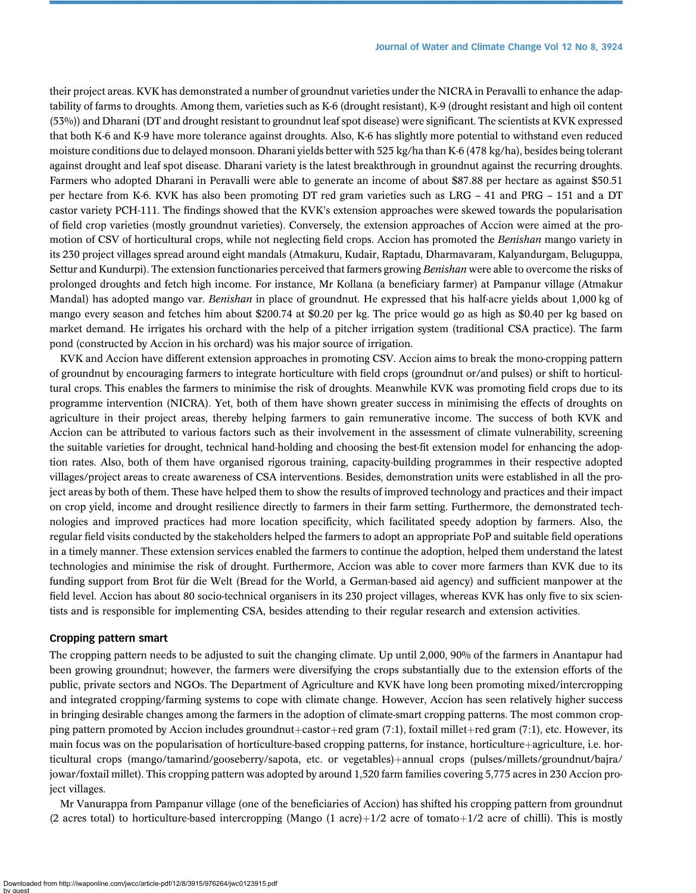their project areas. KVK has demonstrated a number of groundnut varieties under the NICRA in Peravalli to enhance the adaptability of farms to droughts. Among them, varieties such as K-6 (drought resistant), K-9 (drought resistant and high oil content (53%)) and Dharani (DT and drought resistant to groundnut leaf spot disease) were significant. The scientists at KVK expressed that both K-6 and K-9 have more tolerance against droughts. Also, K-6 has slightly more potential to withstand even reduced moisture conditions due to delayed monsoon. Dharani yields better with 525 kg/ha than K-6 (478 kg/ha), besides being tolerant against drought and leaf spot disease. Dharani variety is the latest breakthrough in groundnut against the recurring droughts. Farmers who adopted Dharani in Peravalli were able to generate an income of about $87.88 per hectare as against $50.51 per hectare from K-6. KVK has also been promoting DT red gram varieties such as LRG – 41 and PRG – 151 and a DT castor variety PCH-111. The findings showed that the KVK's extension approaches were skewed towards the popularisation of field crop varieties (mostly groundnut varieties). Conversely, the extension approaches of Accion were aimed at the promotion of CSV of horticultural crops, while not neglecting field crops. Accion has promoted the *Benishan* mango variety in its 230 project villages spread around eight mandals (Atmakuru, Kudair, Raptadu, Dharmavaram, Kalyandurgam, Beluguppa, Settur and Kundurpi). The extension functionaries perceived that farmers growing *Benishan* were able to overcome the risks of prolonged droughts and fetch high income. For instance, Mr Kollana (a beneficiary farmer) at Pampanur village (Atmakur Mandal) has adopted mango var. *Benishan* in place of groundnut. He expressed that his half-acre yields about 1,000 kg of mango every season and fetches him about $200.74 at $0.20 per kg. The price would go as high as $0.40 per kg based on market demand. He irrigates his orchard with the help of a pitcher irrigation system (traditional CSA practice). The farm pond (constructed by Accion in his orchard) was his major source of irrigation.

KVK and Accion have different extension approaches in promoting CSV. Accion aims to break the mono-cropping pattern of groundnut by encouraging farmers to integrate horticulture with field crops (groundnut or/and pulses) or shift to horticultural crops. This enables the farmers to minimise the risk of droughts. Meanwhile KVK was promoting field crops due to its programme intervention (NICRA). Yet, both of them have shown greater success in minimising the effects of droughts on agriculture in their project areas, thereby helping farmers to gain remunerative income. The success of both KVK and Accion can be attributed to various factors such as their involvement in the assessment of climate vulnerability, screening the suitable varieties for drought, technical hand-holding and choosing the best-fit extension model for enhancing the adoption rates. Also, both of them have organised rigorous training, capacity-building programmes in their respective adopted villages/project areas to create awareness of CSA interventions. Besides, demonstration units were established in all the project areas by both of them. These have helped them to show the results of improved technology and practices and their impact on crop yield, income and drought resilience directly to farmers in their farm setting. Furthermore, the demonstrated technologies and improved practices had more location specificity, which facilitated speedy adoption by farmers. Also, the regular field visits conducted by the stakeholders helped the farmers to adopt an appropriate PoP and suitable field operations in a timely manner. These extension services enabled the farmers to continue the adoption, helped them understand the latest technologies and minimise the risk of drought. Furthermore, Accion was able to cover more farmers than KVK due to its funding support from Brot für die Welt (Bread for the World, a German-based aid agency) and sufficient manpower at the field level. Accion has about 80 socio-technical organisers in its 230 project villages, whereas KVK has only five to six scientists and is responsible for implementing CSA, besides attending to their regular research and extension activities.

### Cropping pattern smart

The cropping pattern needs to be adjusted to suit the changing climate. Up until 2,000, 90% of the farmers in Anantapur had been growing groundnut; however, the farmers were diversifying the crops substantially due to the extension efforts of the public, private sectors and NGOs. The Department of Agriculture and KVK have long been promoting mixed/intercropping and integrated cropping/farming systems to cope with climate change. However, Accion has seen relatively higher success in bringing desirable changes among the farmers in the adoption of climate-smart cropping patterns. The most common cropping pattern promoted by Accion includes groundnut+castor+red gram (7:1), foxtail millet+red gram (7:1), etc. However, its main focus was on the popularisation of horticulture-based cropping patterns, for instance, horticulture+agriculture, i.e. horticultural crops (mango/tamarind/gooseberry/sapota, etc. or vegetables)+annual crops (pulses/millets/groundnut/bajra/jowar/foxtail millet). This cropping pattern was adopted by around 1,520 farm families covering 5,775 acres in 230 Accion project villages.

Mr Vanurappa from Pampanur village (one of the beneficiaries of Accion) has shifted his cropping pattern from groundnut (2 acres total) to horticulture-based intercropping (Mango (1 acre)+1/2 acre of tomato+1/2 acre of chilli). This is mostly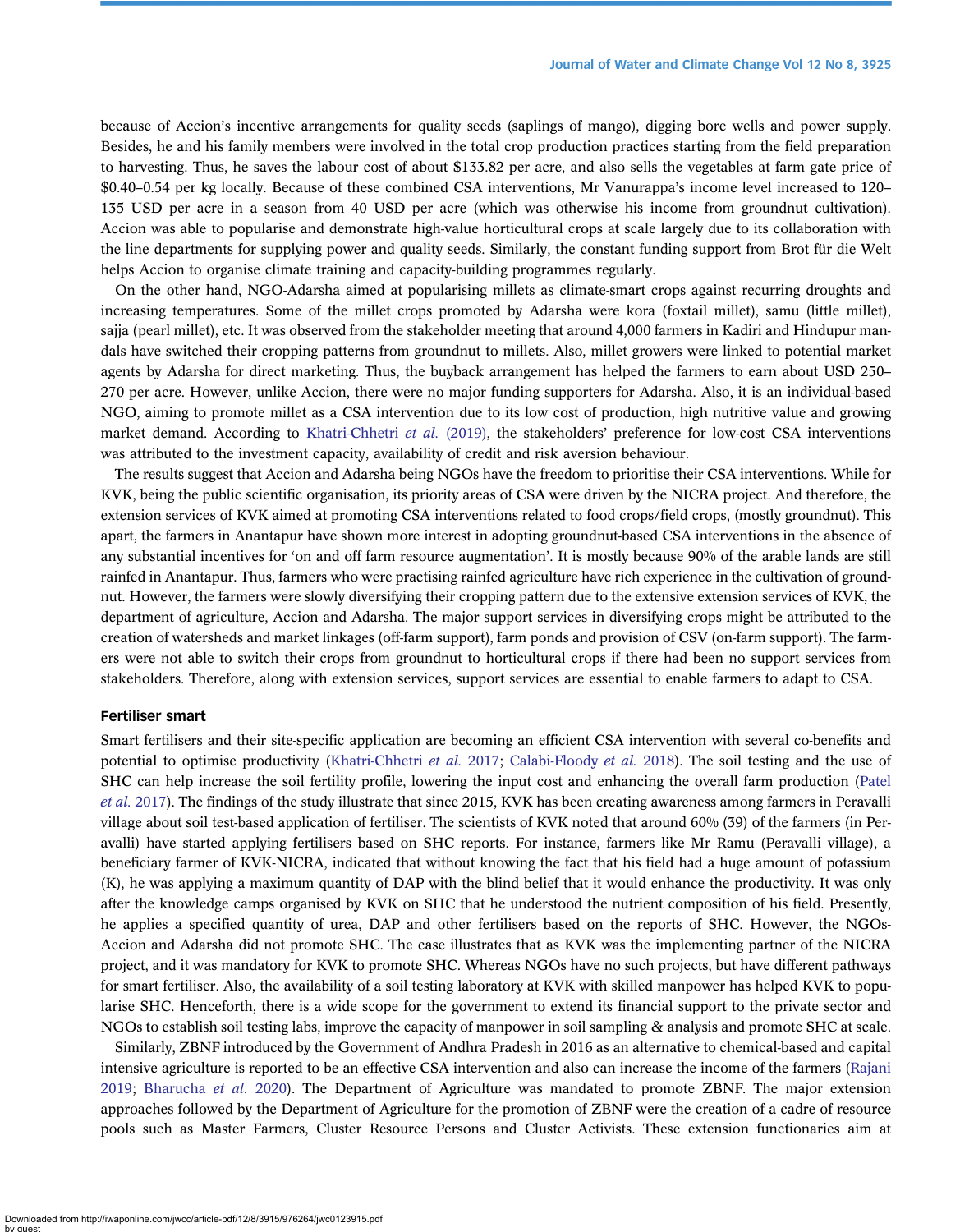because of Accion's incentive arrangements for quality seeds (saplings of mango), digging bore wells and power supply. Besides, he and his family members were involved in the total crop production practices starting from the field preparation to harvesting. Thus, he saves the labour cost of about $133.82 per acre, and also sells the vegetables at farm gate price of $0.40–0.54 per kg locally. Because of these combined CSA interventions, Mr Vanurappa's income level increased to 120–135 USD per acre in a season from 40 USD per acre (which was otherwise his income from groundnut cultivation). Accion was able to popularise and demonstrate high-value horticultural crops at scale largely due to its collaboration with the line departments for supplying power and quality seeds. Similarly, the constant funding support from Brot für die Welt helps Accion to organise climate training and capacity-building programmes regularly.

On the other hand, NGO-Adarsha aimed at popularising millets as climate-smart crops against recurring droughts and increasing temperatures. Some of the millet crops promoted by Adarsha were kora (foxtail millet), samu (little millet), sajja (pearl millet), etc. It was observed from the stakeholder meeting that around 4,000 farmers in Kadiri and Hindupur mandals have switched their cropping patterns from groundnut to millets. Also, millet growers were linked to potential market agents by Adarsha for direct marketing. Thus, the buyback arrangement has helped the farmers to earn about USD 250–270 per acre. However, unlike Accion, there were no major funding supporters for Adarsha. Also, it is an individual-based NGO, aiming to promote millet as a CSA intervention due to its low cost of production, high nutritive value and growing market demand. According to Khatri-Chhetri *et al.* (2019), the stakeholders' preference for low-cost CSA interventions was attributed to the investment capacity, availability of credit and risk aversion behaviour.

The results suggest that Accion and Adarsha being NGOs have the freedom to prioritise their CSA interventions. While for KVK, being the public scientific organisation, its priority areas of CSA were driven by the NICRA project. And therefore, the extension services of KVK aimed at promoting CSA interventions related to food crops/field crops, (mostly groundnut). This apart, the farmers in Anantapur have shown more interest in adopting groundnut-based CSA interventions in the absence of any substantial incentives for 'on and off farm resource augmentation'. It is mostly because 90% of the arable lands are still rainfed in Anantapur. Thus, farmers who were practising rainfed agriculture have rich experience in the cultivation of groundnut. However, the farmers were slowly diversifying their cropping pattern due to the extensive extension services of KVK, the department of agriculture, Accion and Adarsha. The major support services in diversifying crops might be attributed to the creation of watersheds and market linkages (off-farm support), farm ponds and provision of CSV (on-farm support). The farmers were not able to switch their crops from groundnut to horticultural crops if there had been no support services from stakeholders. Therefore, along with extension services, support services are essential to enable farmers to adapt to CSA.

### Fertiliser smart

Smart fertilisers and their site-specific application are becoming an efficient CSA intervention with several co-benefits and potential to optimise productivity (Khatri-Chhetri *et al.* 2017; Calabi-Floody *et al.* 2018). The soil testing and the use of SHC can help increase the soil fertility profile, lowering the input cost and enhancing the overall farm production (Patel *et al.* 2017). The findings of the study illustrate that since 2015, KVK has been creating awareness among farmers in Peravalli village about soil test-based application of fertiliser. The scientists of KVK noted that around 60% (39) of the farmers (in Peravalli) have started applying fertilisers based on SHC reports. For instance, farmers like Mr Ramu (Peravalli village), a beneficiary farmer of KVK-NICRA, indicated that without knowing the fact that his field had a huge amount of potassium (K), he was applying a maximum quantity of DAP with the blind belief that it would enhance the productivity. It was only after the knowledge camps organised by KVK on SHC that he understood the nutrient composition of his field. Presently, he applies a specified quantity of urea, DAP and other fertilisers based on the reports of SHC. However, the NGOs-Accion and Adarsha did not promote SHC. The case illustrates that as KVK was the implementing partner of the NICRA project, and it was mandatory for KVK to promote SHC. Whereas NGOs have no such projects, but have different pathways for smart fertiliser. Also, the availability of a soil testing laboratory at KVK with skilled manpower has helped KVK to popularise SHC. Henceforth, there is a wide scope for the government to extend its financial support to the private sector and NGOs to establish soil testing labs, improve the capacity of manpower in soil sampling & analysis and promote SHC at scale.

Similarly, ZBNF introduced by the Government of Andhra Pradesh in 2016 as an alternative to chemical-based and capital intensive agriculture is reported to be an effective CSA intervention and also can increase the income of the farmers (Rajani 2019; Bharucha *et al.* 2020). The Department of Agriculture was mandated to promote ZBNF. The major extension approaches followed by the Department of Agriculture for the promotion of ZBNF were the creation of a cadre of resource pools such as Master Farmers, Cluster Resource Persons and Cluster Activists. These extension functionaries aim at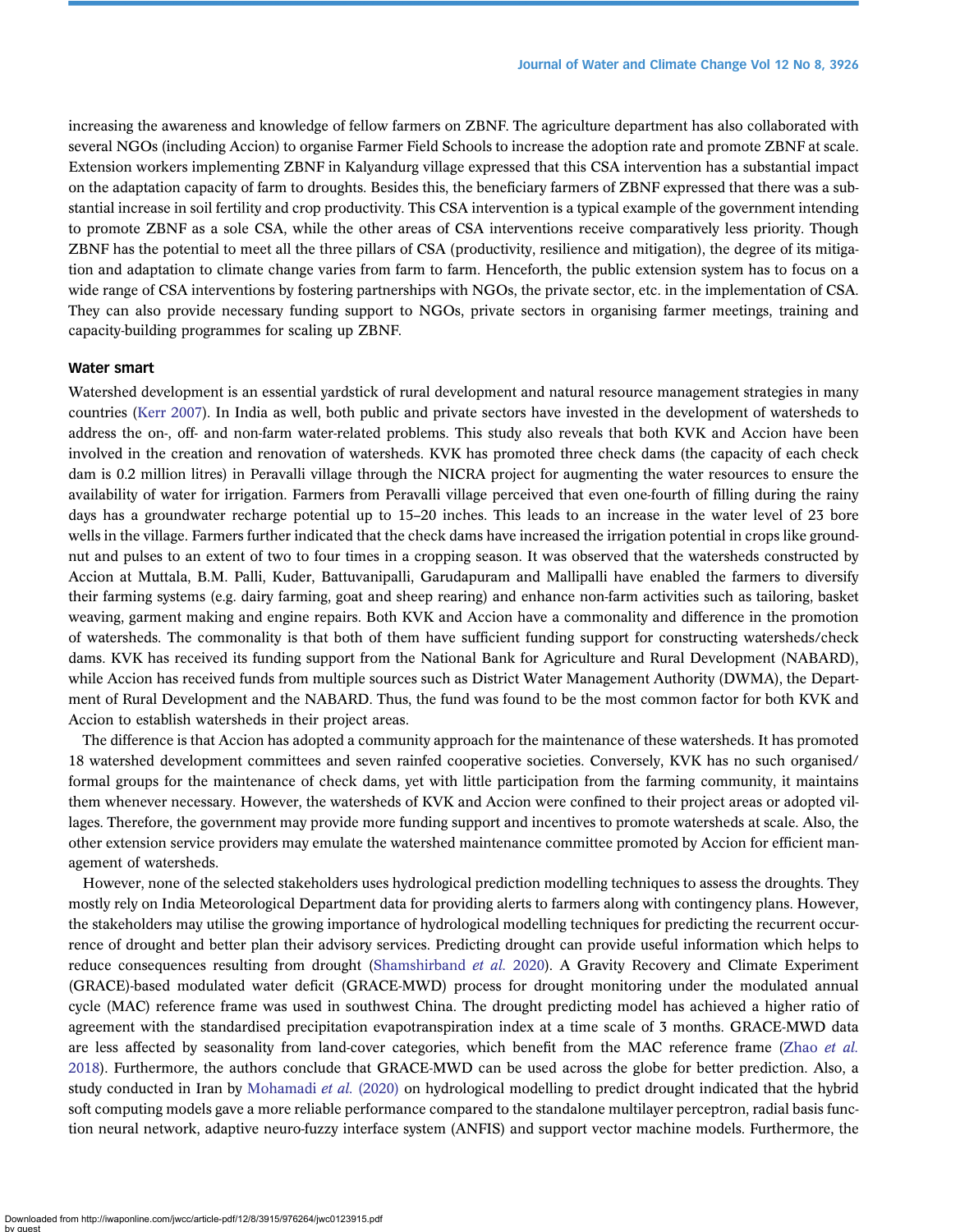increasing the awareness and knowledge of fellow farmers on ZBNF. The agriculture department has also collaborated with several NGOs (including Accion) to organise Farmer Field Schools to increase the adoption rate and promote ZBNF at scale. Extension workers implementing ZBNF in Kalyandurg village expressed that this CSA intervention has a substantial impact on the adaptation capacity of farm to droughts. Besides this, the beneficiary farmers of ZBNF expressed that there was a substantial increase in soil fertility and crop productivity. This CSA intervention is a typical example of the government intending to promote ZBNF as a sole CSA, while the other areas of CSA interventions receive comparatively less priority. Though ZBNF has the potential to meet all the three pillars of CSA (productivity, resilience and mitigation), the degree of its mitigation and adaptation to climate change varies from farm to farm. Henceforth, the public extension system has to focus on a wide range of CSA interventions by fostering partnerships with NGOs, the private sector, etc. in the implementation of CSA. They can also provide necessary funding support to NGOs, private sectors in organising farmer meetings, training and capacity-building programmes for scaling up ZBNF.

### Water smart

Watershed development is an essential yardstick of rural development and natural resource management strategies in many countries (Kerr 2007). In India as well, both public and private sectors have invested in the development of watersheds to address the on-, off- and non-farm water-related problems. This study also reveals that both KVK and Accion have been involved in the creation and renovation of watersheds. KVK has promoted three check dams (the capacity of each check dam is 0.2 million litres) in Peravalli village through the NICRA project for augmenting the water resources to ensure the availability of water for irrigation. Farmers from Peravalli village perceived that even one-fourth of filling during the rainy days has a groundwater recharge potential up to 15–20 inches. This leads to an increase in the water level of 23 bore wells in the village. Farmers further indicated that the check dams have increased the irrigation potential in crops like groundnut and pulses to an extent of two to four times in a cropping season. It was observed that the watersheds constructed by Accion at Muttala, B.M. Palli, Kuder, Battuvanipalli, Garudapuram and Mallipalli have enabled the farmers to diversify their farming systems (e.g. dairy farming, goat and sheep rearing) and enhance non-farm activities such as tailoring, basket weaving, garment making and engine repairs. Both KVK and Accion have a commonality and difference in the promotion of watersheds. The commonality is that both of them have sufficient funding support for constructing watersheds/check dams. KVK has received its funding support from the National Bank for Agriculture and Rural Development (NABARD), while Accion has received funds from multiple sources such as District Water Management Authority (DWMA), the Department of Rural Development and the NABARD. Thus, the fund was found to be the most common factor for both KVK and Accion to establish watersheds in their project areas.

The difference is that Accion has adopted a community approach for the maintenance of these watersheds. It has promoted 18 watershed development committees and seven rainfed cooperative societies. Conversely, KVK has no such organised/formal groups for the maintenance of check dams, yet with little participation from the farming community, it maintains them whenever necessary. However, the watersheds of KVK and Accion were confined to their project areas or adopted villages. Therefore, the government may provide more funding support and incentives to promote watersheds at scale. Also, the other extension service providers may emulate the watershed maintenance committee promoted by Accion for efficient management of watersheds.

However, none of the selected stakeholders uses hydrological prediction modelling techniques to assess the droughts. They mostly rely on India Meteorological Department data for providing alerts to farmers along with contingency plans. However, the stakeholders may utilise the growing importance of hydrological modelling techniques for predicting the recurrent occurrence of drought and better plan their advisory services. Predicting drought can provide useful information which helps to reduce consequences resulting from drought (Shamshirband *et al.* 2020). A Gravity Recovery and Climate Experiment (GRACE)-based modulated water deficit (GRACE-MWD) process for drought monitoring under the modulated annual cycle (MAC) reference frame was used in southwest China. The drought predicting model has achieved a higher ratio of agreement with the standardised precipitation evapotranspiration index at a time scale of 3 months. GRACE-MWD data are less affected by seasonality from land-cover categories, which benefit from the MAC reference frame (Zhao *et al.* 2018). Furthermore, the authors conclude that GRACE-MWD can be used across the globe for better prediction. Also, a study conducted in Iran by Mohamadi *et al.* (2020) on hydrological modelling to predict drought indicated that the hybrid soft computing models gave a more reliable performance compared to the standalone multilayer perceptron, radial basis function neural network, adaptive neuro-fuzzy interface system (ANFIS) and support vector machine models. Furthermore, the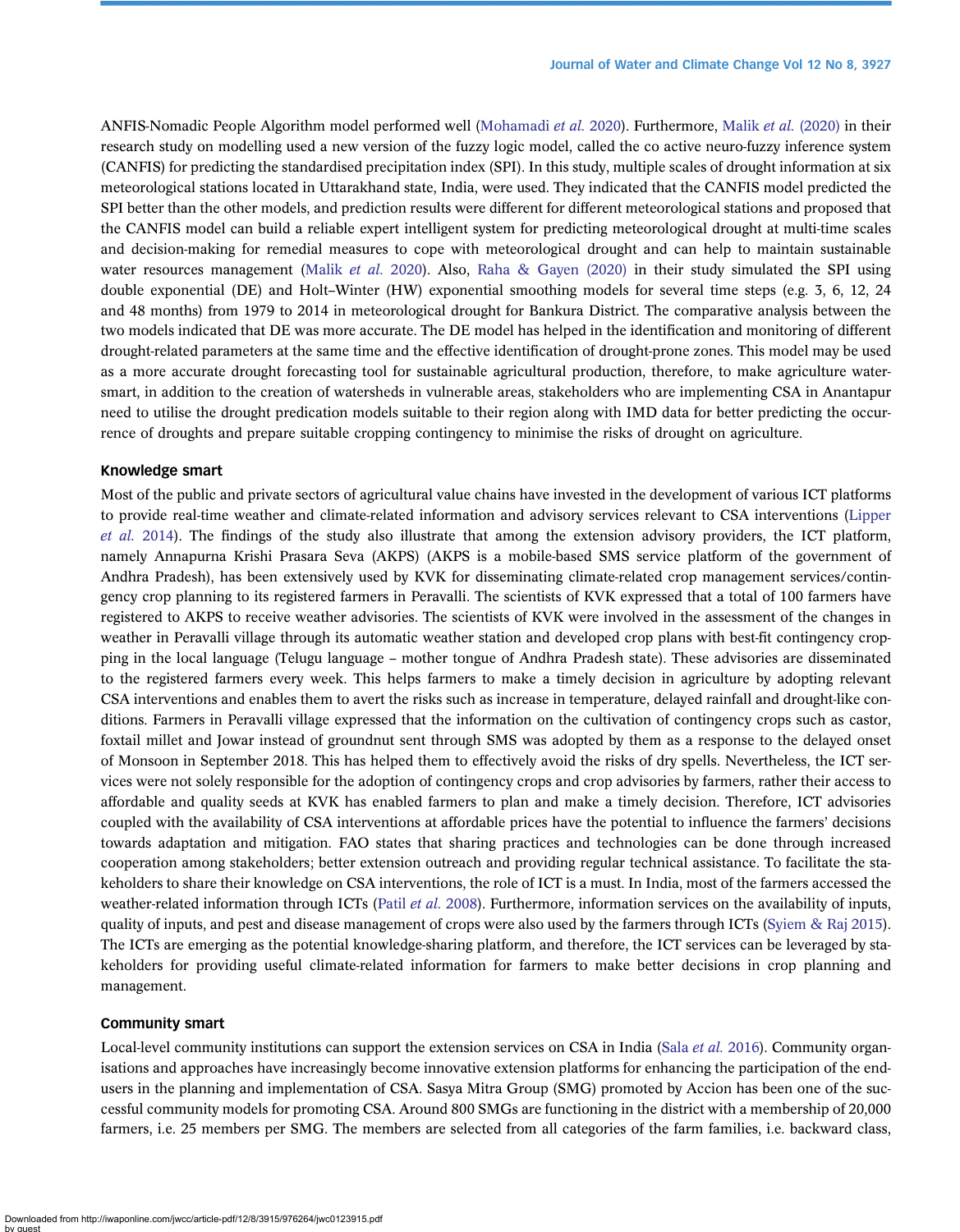ANFIS-Nomadic People Algorithm model performed well (Mohamadi *et al.* 2020). Furthermore, Malik *et al.* (2020) in their research study on modelling used a new version of the fuzzy logic model, called the co active neuro-fuzzy inference system (CANFIS) for predicting the standardised precipitation index (SPI). In this study, multiple scales of drought information at six meteorological stations located in Uttarakhand state, India, were used. They indicated that the CANFIS model predicted the SPI better than the other models, and prediction results were different for different meteorological stations and proposed that the CANFIS model can build a reliable expert intelligent system for predicting meteorological drought at multi-time scales and decision-making for remedial measures to cope with meteorological drought and can help to maintain sustainable water resources management (Malik *et al.* 2020). Also, Raha & Gayen (2020) in their study simulated the SPI using double exponential (DE) and Holt–Winter (HW) exponential smoothing models for several time steps (e.g. 3, 6, 12, 24 and 48 months) from 1979 to 2014 in meteorological drought for Bankura District. The comparative analysis between the two models indicated that DE was more accurate. The DE model has helped in the identification and monitoring of different drought-related parameters at the same time and the effective identification of drought-prone zones. This model may be used as a more accurate drought forecasting tool for sustainable agricultural production, therefore, to make agriculture water-smart, in addition to the creation of watersheds in vulnerable areas, stakeholders who are implementing CSA in Anantapur need to utilise the drought predication models suitable to their region along with IMD data for better predicting the occurrence of droughts and prepare suitable cropping contingency to minimise the risks of drought on agriculture.

### Knowledge smart

Most of the public and private sectors of agricultural value chains have invested in the development of various ICT platforms to provide real-time weather and climate-related information and advisory services relevant to CSA interventions (Lipper *et al.* 2014). The findings of the study also illustrate that among the extension advisory providers, the ICT platform, namely Annapurna Krishi Prasara Seva (AKPS) (AKPS is a mobile-based SMS service platform of the government of Andhra Pradesh), has been extensively used by KVK for disseminating climate-related crop management services/contingency crop planning to its registered farmers in Peravalli. The scientists of KVK expressed that a total of 100 farmers have registered to AKPS to receive weather advisories. The scientists of KVK were involved in the assessment of the changes in weather in Peravalli village through its automatic weather station and developed crop plans with best-fit contingency cropping in the local language (Telugu language – mother tongue of Andhra Pradesh state). These advisories are disseminated to the registered farmers every week. This helps farmers to make a timely decision in agriculture by adopting relevant CSA interventions and enables them to avert the risks such as increase in temperature, delayed rainfall and drought-like conditions. Farmers in Peravalli village expressed that the information on the cultivation of contingency crops such as castor, foxtail millet and Jowar instead of groundnut sent through SMS was adopted by them as a response to the delayed onset of Monsoon in September 2018. This has helped them to effectively avoid the risks of dry spells. Nevertheless, the ICT services were not solely responsible for the adoption of contingency crops and crop advisories by farmers, rather their access to affordable and quality seeds at KVK has enabled farmers to plan and make a timely decision. Therefore, ICT advisories coupled with the availability of CSA interventions at affordable prices have the potential to influence the farmers' decisions towards adaptation and mitigation. FAO states that sharing practices and technologies can be done through increased cooperation among stakeholders; better extension outreach and providing regular technical assistance. To facilitate the stakeholders to share their knowledge on CSA interventions, the role of ICT is a must. In India, most of the farmers accessed the weather-related information through ICTs (Patil *et al.* 2008). Furthermore, information services on the availability of inputs, quality of inputs, and pest and disease management of crops were also used by the farmers through ICTs (Syiem & Raj 2015). The ICTs are emerging as the potential knowledge-sharing platform, and therefore, the ICT services can be leveraged by stakeholders for providing useful climate-related information for farmers to make better decisions in crop planning and management.

### Community smart

Local-level community institutions can support the extension services on CSA in India (Sala *et al.* 2016). Community organisations and approaches have increasingly become innovative extension platforms for enhancing the participation of the end-users in the planning and implementation of CSA. Sasya Mitra Group (SMG) promoted by Accion has been one of the successful community models for promoting CSA. Around 800 SMGs are functioning in the district with a membership of 20,000 farmers, i.e. 25 members per SMG. The members are selected from all categories of the farm families, i.e. backward class,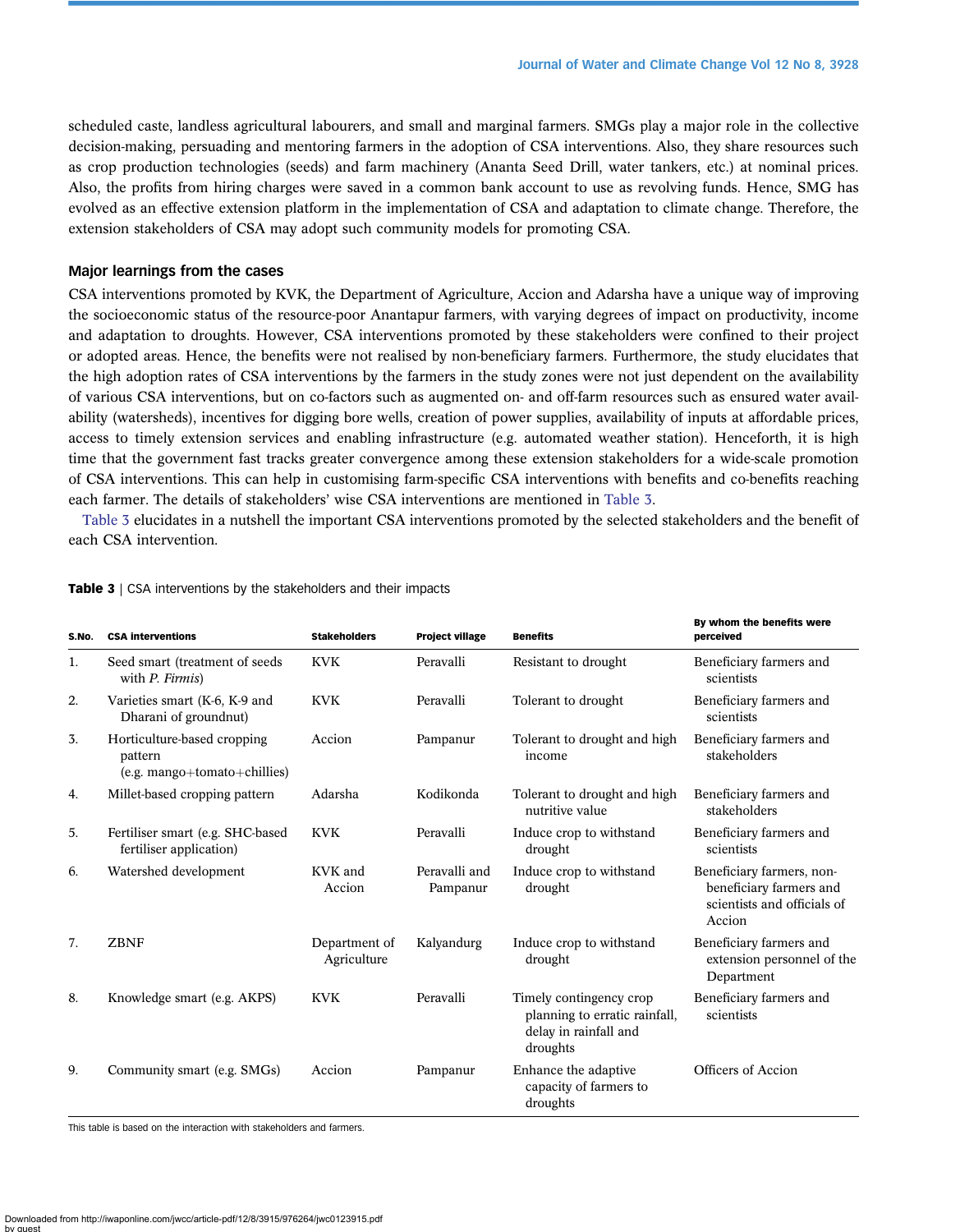scheduled caste, landless agricultural labourers, and small and marginal farmers. SMGs play a major role in the collective decision-making, persuading and mentoring farmers in the adoption of CSA interventions. Also, they share resources such as crop production technologies (seeds) and farm machinery (Ananta Seed Drill, water tankers, etc.) at nominal prices. Also, the profits from hiring charges were saved in a common bank account to use as revolving funds. Hence, SMG has evolved as an effective extension platform in the implementation of CSA and adaptation to climate change. Therefore, the extension stakeholders of CSA may adopt such community models for promoting CSA.

### Major learnings from the cases

CSA interventions promoted by KVK, the Department of Agriculture, Accion and Adarsha have a unique way of improving the socioeconomic status of the resource-poor Anantapur farmers, with varying degrees of impact on productivity, income and adaptation to droughts. However, CSA interventions promoted by these stakeholders were confined to their project or adopted areas. Hence, the benefits were not realised by non-beneficiary farmers. Furthermore, the study elucidates that the high adoption rates of CSA interventions by the farmers in the study zones were not just dependent on the availability of various CSA interventions, but on co-factors such as augmented on- and off-farm resources such as ensured water availability (watersheds), incentives for digging bore wells, creation of power supplies, availability of inputs at affordable prices, access to timely extension services and enabling infrastructure (e.g. automated weather station). Henceforth, it is high time that the government fast tracks greater convergence among these extension stakeholders for a wide-scale promotion of CSA interventions. This can help in customising farm-specific CSA interventions with benefits and co-benefits reaching each farmer. The details of stakeholders' wise CSA interventions are mentioned in Table 3.

Table 3 elucidates in a nutshell the important CSA interventions promoted by the selected stakeholders and the benefit of each CSA intervention.

**Table 3** | CSA interventions by the stakeholders and their impacts

| S.No. | CSA interventions | Stakeholders | Project village | Benefits | By whom the benefits were perceived |
|---|---|---|---|---|---|
| 1. | Seed smart (treatment of seeds with *P. Firmis*) | KVK | Peravalli | Resistant to drought | Beneficiary farmers and scientists |
| 2. | Varieties smart (K-6, K-9 and Dharani of groundnut) | KVK | Peravalli | Tolerant to drought | Beneficiary farmers and scientists |
| 3. | Horticulture-based cropping pattern (e.g. mango+tomato+chillies) | Accion | Pampanur | Tolerant to drought and high income | Beneficiary farmers and stakeholders |
| 4. | Millet-based cropping pattern | Adarsha | Kodikonda | Tolerant to drought and high nutritive value | Beneficiary farmers and stakeholders |
| 5. | Fertiliser smart (e.g. SHC-based fertiliser application) | KVK | Peravalli | Induce crop to withstand drought | Beneficiary farmers and scientists |
| 6. | Watershed development | KVK and Accion | Peravalli and Pampanur | Induce crop to withstand drought | Beneficiary farmers, non-beneficiary farmers and scientists and officials of Accion |
| 7. | ZBNF | Department of Agriculture | Kalyandurg | Induce crop to withstand drought | Beneficiary farmers and extension personnel of the Department |
| 8. | Knowledge smart (e.g. AKPS) | KVK | Peravalli | Timely contingency crop planning to erratic rainfall, delay in rainfall and droughts | Beneficiary farmers and scientists |
| 9. | Community smart (e.g. SMGs) | Accion | Pampanur | Enhance the adaptive capacity of farmers to droughts | Officers of Accion |

This table is based on the interaction with stakeholders and farmers.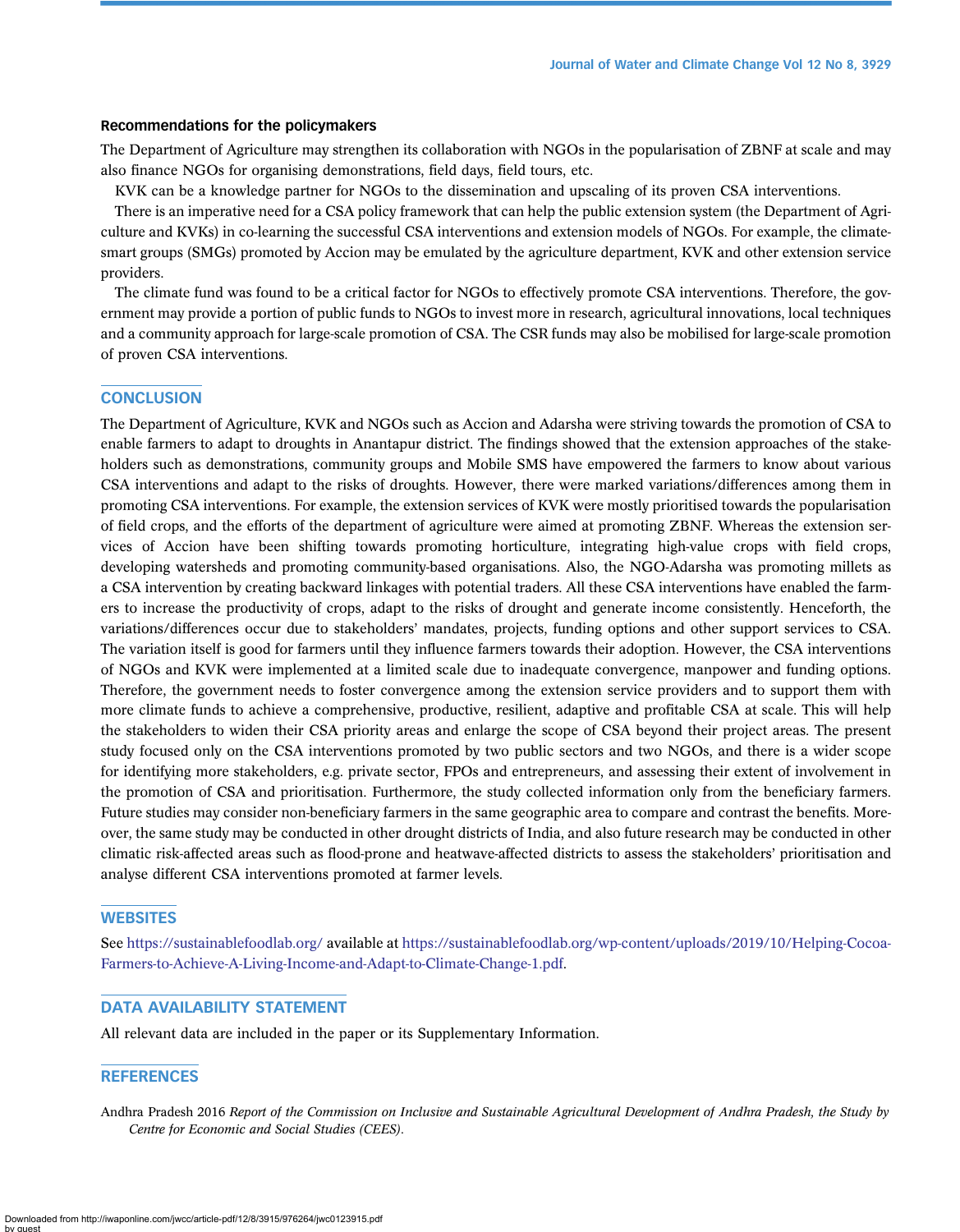### Recommendations for the policymakers

The Department of Agriculture may strengthen its collaboration with NGOs in the popularisation of ZBNF at scale and may also finance NGOs for organising demonstrations, field days, field tours, etc.

KVK can be a knowledge partner for NGOs to the dissemination and upscaling of its proven CSA interventions.

There is an imperative need for a CSA policy framework that can help the public extension system (the Department of Agriculture and KVKs) in co-learning the successful CSA interventions and extension models of NGOs. For example, the climate-smart groups (SMGs) promoted by Accion may be emulated by the agriculture department, KVK and other extension service providers.

The climate fund was found to be a critical factor for NGOs to effectively promote CSA interventions. Therefore, the government may provide a portion of public funds to NGOs to invest more in research, agricultural innovations, local techniques and a community approach for large-scale promotion of CSA. The CSR funds may also be mobilised for large-scale promotion of proven CSA interventions.

## CONCLUSION

The Department of Agriculture, KVK and NGOs such as Accion and Adarsha were striving towards the promotion of CSA to enable farmers to adapt to droughts in Anantapur district. The findings showed that the extension approaches of the stakeholders such as demonstrations, community groups and Mobile SMS have empowered the farmers to know about various CSA interventions and adapt to the risks of droughts. However, there were marked variations/differences among them in promoting CSA interventions. For example, the extension services of KVK were mostly prioritised towards the popularisation of field crops, and the efforts of the department of agriculture were aimed at promoting ZBNF. Whereas the extension services of Accion have been shifting towards promoting horticulture, integrating high-value crops with field crops, developing watersheds and promoting community-based organisations. Also, the NGO-Adarsha was promoting millets as a CSA intervention by creating backward linkages with potential traders. All these CSA interventions have enabled the farmers to increase the productivity of crops, adapt to the risks of drought and generate income consistently. Henceforth, the variations/differences occur due to stakeholders' mandates, projects, funding options and other support services to CSA. The variation itself is good for farmers until they influence farmers towards their adoption. However, the CSA interventions of NGOs and KVK were implemented at a limited scale due to inadequate convergence, manpower and funding options. Therefore, the government needs to foster convergence among the extension service providers and to support them with more climate funds to achieve a comprehensive, productive, resilient, adaptive and profitable CSA at scale. This will help the stakeholders to widen their CSA priority areas and enlarge the scope of CSA beyond their project areas. The present study focused only on the CSA interventions promoted by two public sectors and two NGOs, and there is a wider scope for identifying more stakeholders, e.g. private sector, FPOs and entrepreneurs, and assessing their extent of involvement in the promotion of CSA and prioritisation. Furthermore, the study collected information only from the beneficiary farmers. Future studies may consider non-beneficiary farmers in the same geographic area to compare and contrast the benefits. Moreover, the same study may be conducted in other drought districts of India, and also future research may be conducted in other climatic risk-affected areas such as flood-prone and heatwave-affected districts to assess the stakeholders' prioritisation and analyse different CSA interventions promoted at farmer levels.

## WEBSITES

See https://sustainablefoodlab.org/ available at https://sustainablefoodlab.org/wp-content/uploads/2019/10/Helping-Cocoa-Farmers-to-Achieve-A-Living-Income-and-Adapt-to-Climate-Change-1.pdf.

## DATA AVAILABILITY STATEMENT

All relevant data are included in the paper or its Supplementary Information.

## REFERENCES

Andhra Pradesh 2016 *Report of the Commission on Inclusive and Sustainable Agricultural Development of Andhra Pradesh, the Study by Centre for Economic and Social Studies (CEES)*.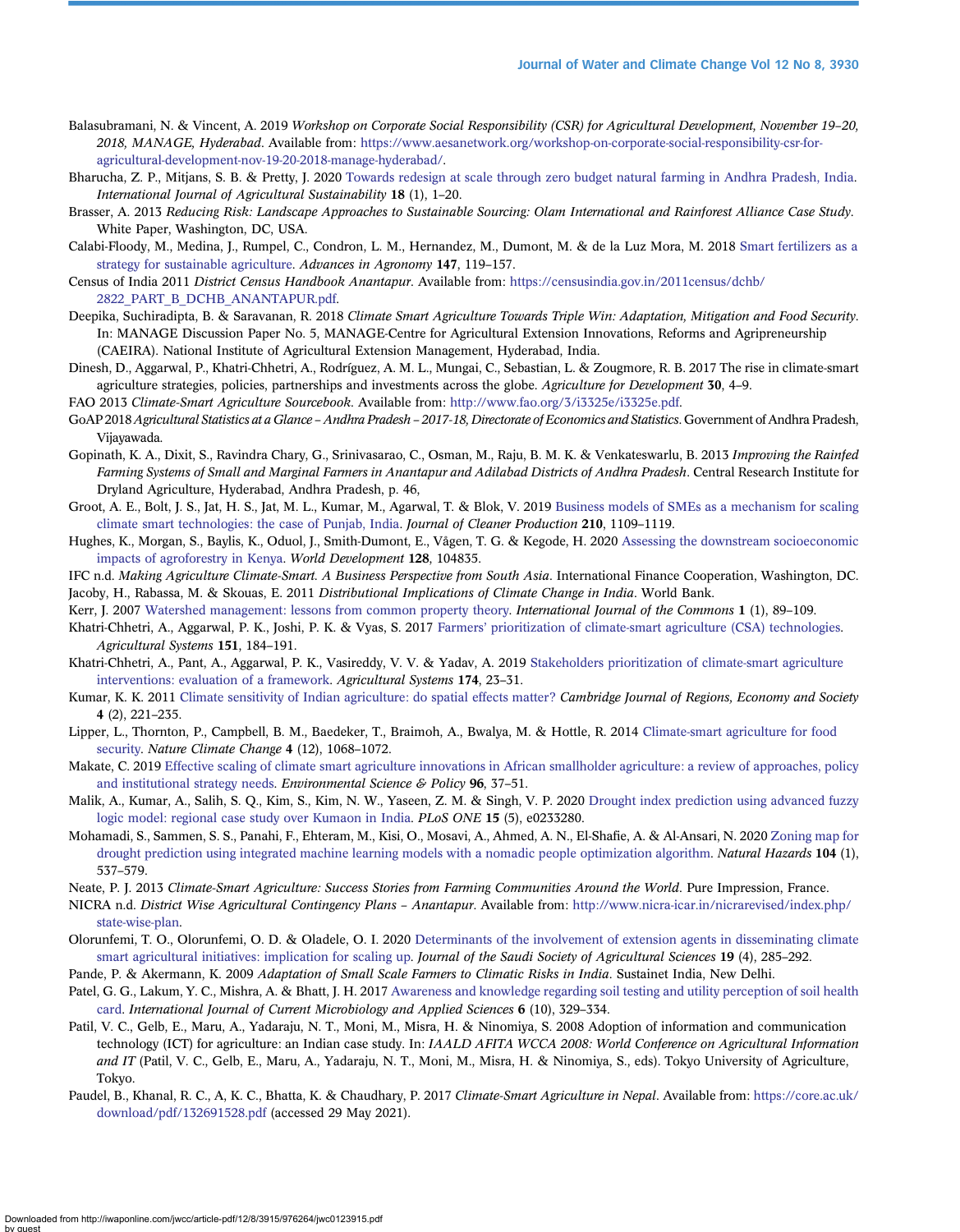Balasubramani, N. & Vincent, A. 2019 *Workshop on Corporate Social Responsibility (CSR) for Agricultural Development, November 19–20, 2018, MANAGE, Hyderabad*. Available from: https://www.aesanetwork.org/workshop-on-corporate-social-responsibility-csr-for-agricultural-development-nov-19-20-2018-manage-hyderabad/.

Bharucha, Z. P., Mitjans, S. B. & Pretty, J. 2020 Towards redesign at scale through zero budget natural farming in Andhra Pradesh, India. *International Journal of Agricultural Sustainability* **18** (1), 1–20.

Brasser, A. 2013 *Reducing Risk: Landscape Approaches to Sustainable Sourcing: Olam International and Rainforest Alliance Case Study*. White Paper, Washington, DC, USA.

Calabi-Floody, M., Medina, J., Rumpel, C., Condron, L. M., Hernandez, M., Dumont, M. & de la Luz Mora, M. 2018 Smart fertilizers as a strategy for sustainable agriculture. *Advances in Agronomy* **147**, 119–157.

Census of India 2011 *District Census Handbook Anantapur*. Available from: https://censusindia.gov.in/2011census/dchb/2822_PART_B_DCHB_ANANTAPUR.pdf.

Deepika, Suchiradipta, B. & Saravanan, R. 2018 *Climate Smart Agriculture Towards Triple Win: Adaptation, Mitigation and Food Security*. In: MANAGE Discussion Paper No. 5, MANAGE-Centre for Agricultural Extension Innovations, Reforms and Agripreneurship (CAEIRA). National Institute of Agricultural Extension Management, Hyderabad, India.

Dinesh, D., Aggarwal, P., Khatri-Chhetri, A., Rodríguez, A. M. L., Mungai, C., Sebastian, L. & Zougmore, R. B. 2017 The rise in climate-smart agriculture strategies, policies, partnerships and investments across the globe. *Agriculture for Development* **30**, 4–9.

FAO 2013 *Climate-Smart Agriculture Sourcebook*. Available from: http://www.fao.org/3/i3325e/i3325e.pdf.

GoAP 2018 *Agricultural Statistics at a Glance – Andhra Pradesh – 2017-18, Directorate of Economics and Statistics*. Government of Andhra Pradesh, Vijayawada.

Gopinath, K. A., Dixit, S., Ravindra Chary, G., Srinivasarao, C., Osman, M., Raju, B. M. K. & Venkateswarlu, B. 2013 *Improving the Rainfed Farming Systems of Small and Marginal Farmers in Anantapur and Adilabad Districts of Andhra Pradesh*. Central Research Institute for Dryland Agriculture, Hyderabad, Andhra Pradesh, p. 46,

Groot, A. E., Bolt, J. S., Jat, H. S., Jat, M. L., Kumar, M., Agarwal, T. & Blok, V. 2019 Business models of SMEs as a mechanism for scaling climate smart technologies: the case of Punjab, India. *Journal of Cleaner Production* **210**, 1109–1119.

Hughes, K., Morgan, S., Baylis, K., Oduol, J., Smith-Dumont, E., Vågen, T. G. & Kegode, H. 2020 Assessing the downstream socioeconomic impacts of agroforestry in Kenya. *World Development* **128**, 104835.

IFC n.d. *Making Agriculture Climate-Smart. A Business Perspective from South Asia*. International Finance Cooperation, Washington, DC.

Jacoby, H., Rabassa, M. & Skouas, E. 2011 *Distributional Implications of Climate Change in India*. World Bank.

Kerr, J. 2007 Watershed management: lessons from common property theory. *International Journal of the Commons* **1** (1), 89–109.

Khatri-Chhetri, A., Aggarwal, P. K., Joshi, P. K. & Vyas, S. 2017 Farmers' prioritization of climate-smart agriculture (CSA) technologies. *Agricultural Systems* **151**, 184–191.

Khatri-Chhetri, A., Pant, A., Aggarwal, P. K., Vasireddy, V. V. & Yadav, A. 2019 Stakeholders prioritization of climate-smart agriculture interventions: evaluation of a framework. *Agricultural Systems* **174**, 23–31.

Kumar, K. K. 2011 Climate sensitivity of Indian agriculture: do spatial effects matter? *Cambridge Journal of Regions, Economy and Society* **4** (2), 221–235.

Lipper, L., Thornton, P., Campbell, B. M., Baedeker, T., Braimoh, A., Bwalya, M. & Hottle, R. 2014 Climate-smart agriculture for food security. *Nature Climate Change* **4** (12), 1068–1072.

Makate, C. 2019 Effective scaling of climate smart agriculture innovations in African smallholder agriculture: a review of approaches, policy and institutional strategy needs. *Environmental Science & Policy* **96**, 37–51.

Malik, A., Kumar, A., Salih, S. Q., Kim, S., Kim, N. W., Yaseen, Z. M. & Singh, V. P. 2020 Drought index prediction using advanced fuzzy logic model: regional case study over Kumaon in India. *PLoS ONE* **15** (5), e0233280.

Mohamadi, S., Sammen, S. S., Panahi, F., Ehteram, M., Kisi, O., Mosavi, A., Ahmed, A. N., El-Shafie, A. & Al-Ansari, N. 2020 Zoning map for drought prediction using integrated machine learning models with a nomadic people optimization algorithm. *Natural Hazards* **104** (1), 537–579.

Neate, P. J. 2013 *Climate-Smart Agriculture: Success Stories from Farming Communities Around the World*. Pure Impression, France.

NICRA n.d. *District Wise Agricultural Contingency Plans – Anantapur*. Available from: http://www.nicra-icar.in/nicrarevised/index.php/state-wise-plan.

Olorunfemi, T. O., Olorunfemi, O. D. & Oladele, O. I. 2020 Determinants of the involvement of extension agents in disseminating climate smart agricultural initiatives: implication for scaling up. *Journal of the Saudi Society of Agricultural Sciences* **19** (4), 285–292.

Pande, P. & Akermann, K. 2009 *Adaptation of Small Scale Farmers to Climatic Risks in India*. Sustainet India, New Delhi.

Patel, G. G., Lakum, Y. C., Mishra, A. & Bhatt, J. H. 2017 Awareness and knowledge regarding soil testing and utility perception of soil health card. *International Journal of Current Microbiology and Applied Sciences* **6** (10), 329–334.

Patil, V. C., Gelb, E., Maru, A., Yadaraju, N. T., Moni, M., Misra, H. & Ninomiya, S. 2008 Adoption of information and communication technology (ICT) for agriculture: an Indian case study. In: *IAALD AFITA WCCA 2008: World Conference on Agricultural Information and IT* (Patil, V. C., Gelb, E., Maru, A., Yadaraju, N. T., Moni, M., Misra, H. & Ninomiya, S., eds). Tokyo University of Agriculture, Tokyo.

Paudel, B., Khanal, R. C., A, K. C., Bhatta, K. & Chaudhary, P. 2017 *Climate-Smart Agriculture in Nepal*. Available from: https://core.ac.uk/download/pdf/132691528.pdf (accessed 29 May 2021).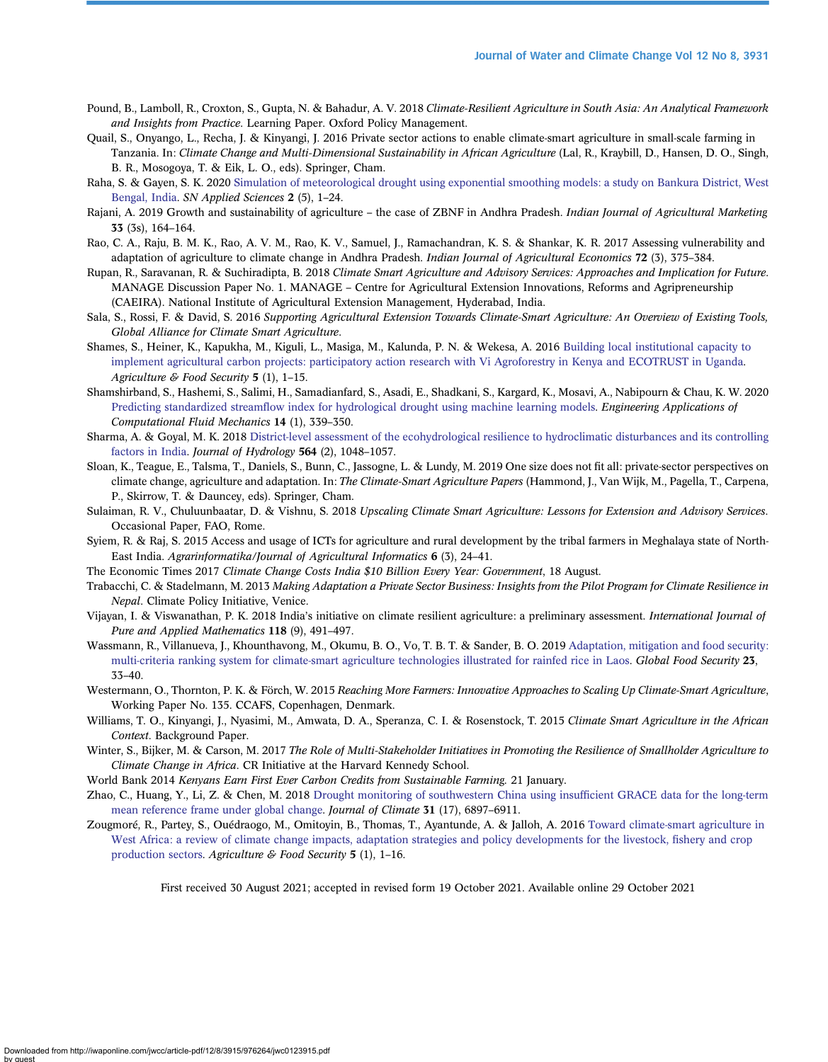Pound, B., Lamboll, R., Croxton, S., Gupta, N. & Bahadur, A. V. 2018 *Climate-Resilient Agriculture in South Asia: An Analytical Framework and Insights from Practice*. Learning Paper. Oxford Policy Management.

Quail, S., Onyango, L., Recha, J. & Kinyangi, J. 2016 Private sector actions to enable climate-smart agriculture in small-scale farming in Tanzania. In: *Climate Change and Multi-Dimensional Sustainability in African Agriculture* (Lal, R., Kraybill, D., Hansen, D. O., Singh, B. R., Mosogoya, T. & Eik, L. O., eds). Springer, Cham.

Raha, S. & Gayen, S. K. 2020 Simulation of meteorological drought using exponential smoothing models: a study on Bankura District, West Bengal, India. *SN Applied Sciences* **2** (5), 1–24.

Rajani, A. 2019 Growth and sustainability of agriculture – the case of ZBNF in Andhra Pradesh. *Indian Journal of Agricultural Marketing* **33** (3s), 164–164.

Rao, C. A., Raju, B. M. K., Rao, A. V. M., Rao, K. V., Samuel, J., Ramachandran, K. S. & Shankar, K. R. 2017 Assessing vulnerability and adaptation of agriculture to climate change in Andhra Pradesh. *Indian Journal of Agricultural Economics* **72** (3), 375–384.

Rupan, R., Saravanan, R. & Suchiradipta, B. 2018 *Climate Smart Agriculture and Advisory Services: Approaches and Implication for Future*. MANAGE Discussion Paper No. 1. MANAGE – Centre for Agricultural Extension Innovations, Reforms and Agripreneurship (CAEIRA). National Institute of Agricultural Extension Management, Hyderabad, India.

Sala, S., Rossi, F. & David, S. 2016 *Supporting Agricultural Extension Towards Climate-Smart Agriculture: An Overview of Existing Tools, Global Alliance for Climate Smart Agriculture*.

Shames, S., Heiner, K., Kapukha, M., Kiguli, L., Masiga, M., Kalunda, P. N. & Wekesa, A. 2016 Building local institutional capacity to implement agricultural carbon projects: participatory action research with Vi Agroforestry in Kenya and ECOTRUST in Uganda. *Agriculture & Food Security* **5** (1), 1–15.

Shamshirband, S., Hashemi, S., Salimi, H., Samadianfard, S., Asadi, E., Shadkani, S., Kargard, K., Mosavi, A., Nabipourn & Chau, K. W. 2020 Predicting standardized streamflow index for hydrological drought using machine learning models. *Engineering Applications of Computational Fluid Mechanics* **14** (1), 339–350.

Sharma, A. & Goyal, M. K. 2018 District-level assessment of the ecohydrological resilience to hydroclimatic disturbances and its controlling factors in India. *Journal of Hydrology* **564** (2), 1048–1057.

Sloan, K., Teague, E., Talsma, T., Daniels, S., Bunn, C., Jassogne, L. & Lundy, M. 2019 One size does not fit all: private-sector perspectives on climate change, agriculture and adaptation. In: *The Climate-Smart Agriculture Papers* (Hammond, J., Van Wijk, M., Pagella, T., Carpena, P., Skirrow, T. & Dauncey, eds). Springer, Cham.

Sulaiman, R. V., Chuluunbaatar, D. & Vishnu, S. 2018 *Upscaling Climate Smart Agriculture: Lessons for Extension and Advisory Services*. Occasional Paper, FAO, Rome.

Syiem, R. & Raj, S. 2015 Access and usage of ICTs for agriculture and rural development by the tribal farmers in Meghalaya state of North-East India. *Agrarinformatika/Journal of Agricultural Informatics* **6** (3), 24–41.

The Economic Times 2017 *Climate Change Costs India $10 Billion Every Year: Government*, 18 August.

Trabacchi, C. & Stadelmann, M. 2013 *Making Adaptation a Private Sector Business: Insights from the Pilot Program for Climate Resilience in Nepal*. Climate Policy Initiative, Venice.

Vijayan, I. & Viswanathan, P. K. 2018 India's initiative on climate resilient agriculture: a preliminary assessment. *International Journal of Pure and Applied Mathematics* **118** (9), 491–497.

Wassmann, R., Villanueva, J., Khounthavong, M., Okumu, B. O., Vo, T. B. T. & Sander, B. O. 2019 Adaptation, mitigation and food security: multi-criteria ranking system for climate-smart agriculture technologies illustrated for rainfed rice in Laos. *Global Food Security* **23**, 33–40.

Westermann, O., Thornton, P. K. & Förch, W. 2015 *Reaching More Farmers: Innovative Approaches to Scaling Up Climate-Smart Agriculture*, Working Paper No. 135. CCAFS, Copenhagen, Denmark.

Williams, T. O., Kinyangi, J., Nyasimi, M., Amwata, D. A., Speranza, C. I. & Rosenstock, T. 2015 *Climate Smart Agriculture in the African Context*. Background Paper.

Winter, S., Bijker, M. & Carson, M. 2017 *The Role of Multi-Stakeholder Initiatives in Promoting the Resilience of Smallholder Agriculture to Climate Change in Africa*. CR Initiative at the Harvard Kennedy School.

World Bank 2014 *Kenyans Earn First Ever Carbon Credits from Sustainable Farming*. 21 January.

Zhao, C., Huang, Y., Li, Z. & Chen, M. 2018 Drought monitoring of southwestern China using insufficient GRACE data for the long-term mean reference frame under global change. *Journal of Climate* **31** (17), 6897–6911.

Zougmoré, R., Partey, S., Ouédraogo, M., Omitoyin, B., Thomas, T., Ayantunde, A. & Jalloh, A. 2016 Toward climate-smart agriculture in West Africa: a review of climate change impacts, adaptation strategies and policy developments for the livestock, fishery and crop production sectors. *Agriculture & Food Security* **5** (1), 1–16.

First received 30 August 2021; accepted in revised form 19 October 2021. Available online 29 October 2021